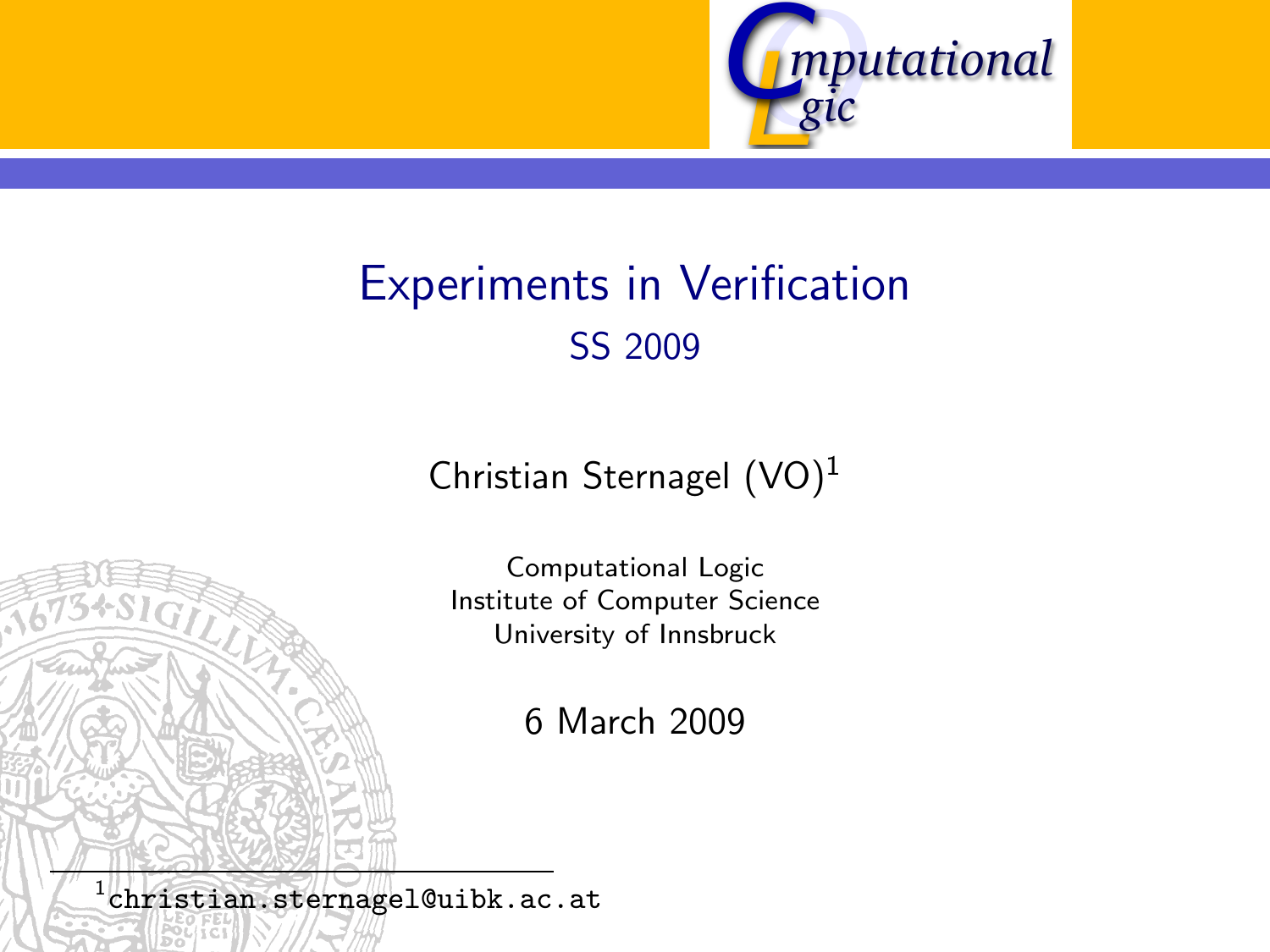# Experiments in Verification

## SS 2009

Christian Sternagel (VO)[1]

Computational Logic
Institute of Computer Science
University of Innsbruck

6 March 2009

[1] christian.sternagel@uibk.ac.at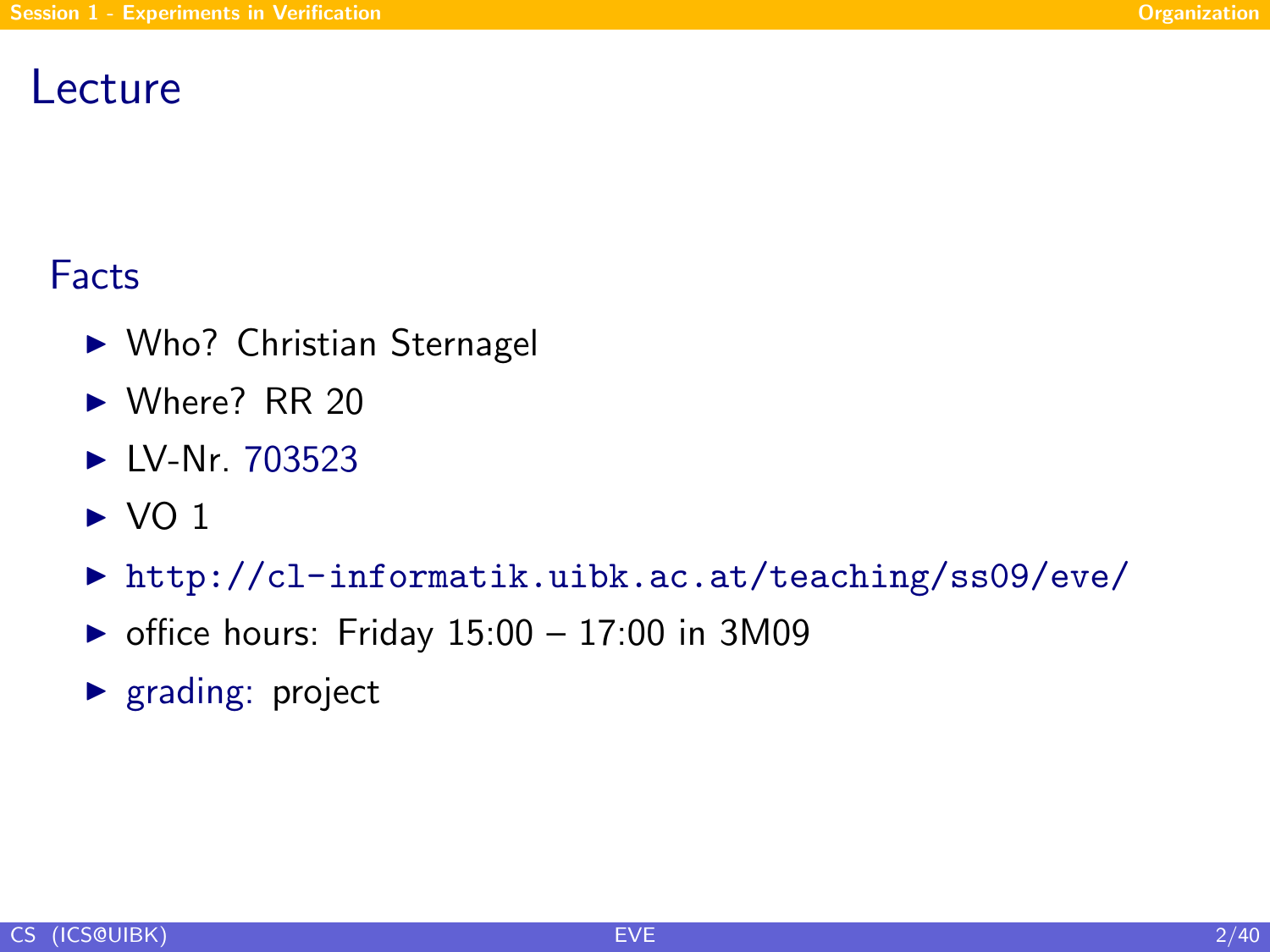# Lecture

## Facts

- Who? Christian Sternagel
- Where? RR 20
- LV-Nr. 703523
- VO 1
- http://cl-informatik.uibk.ac.at/teaching/ss09/eve/
- office hours: Friday 15:00 – 17:00 in 3M09
- grading: project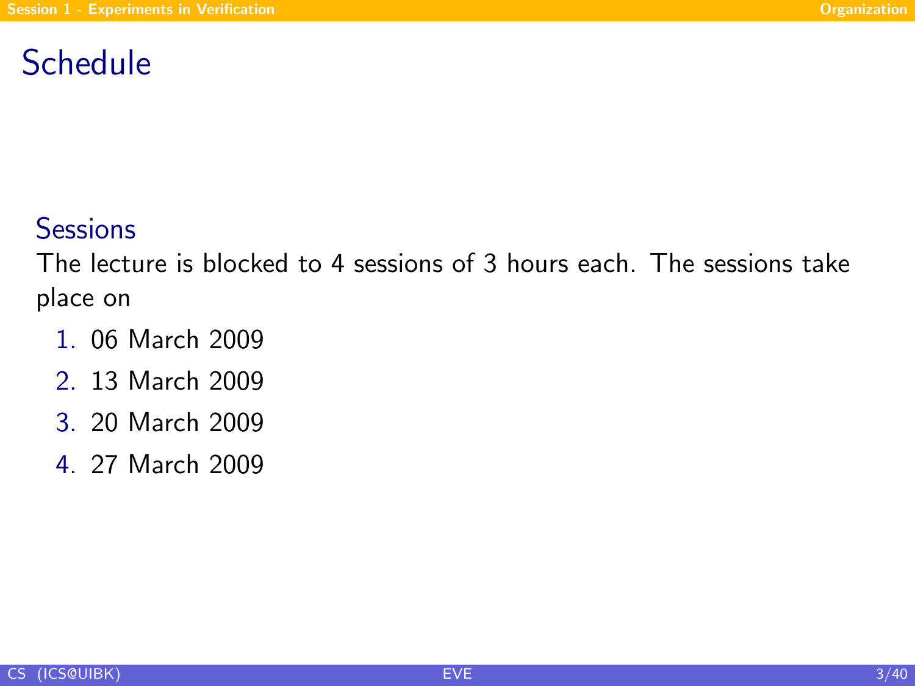# Schedule

### Sessions

The lecture is blocked to 4 sessions of 3 hours each. The sessions take place on

1. 06 March 2009
2. 13 March 2009
3. 20 March 2009
4. 27 March 2009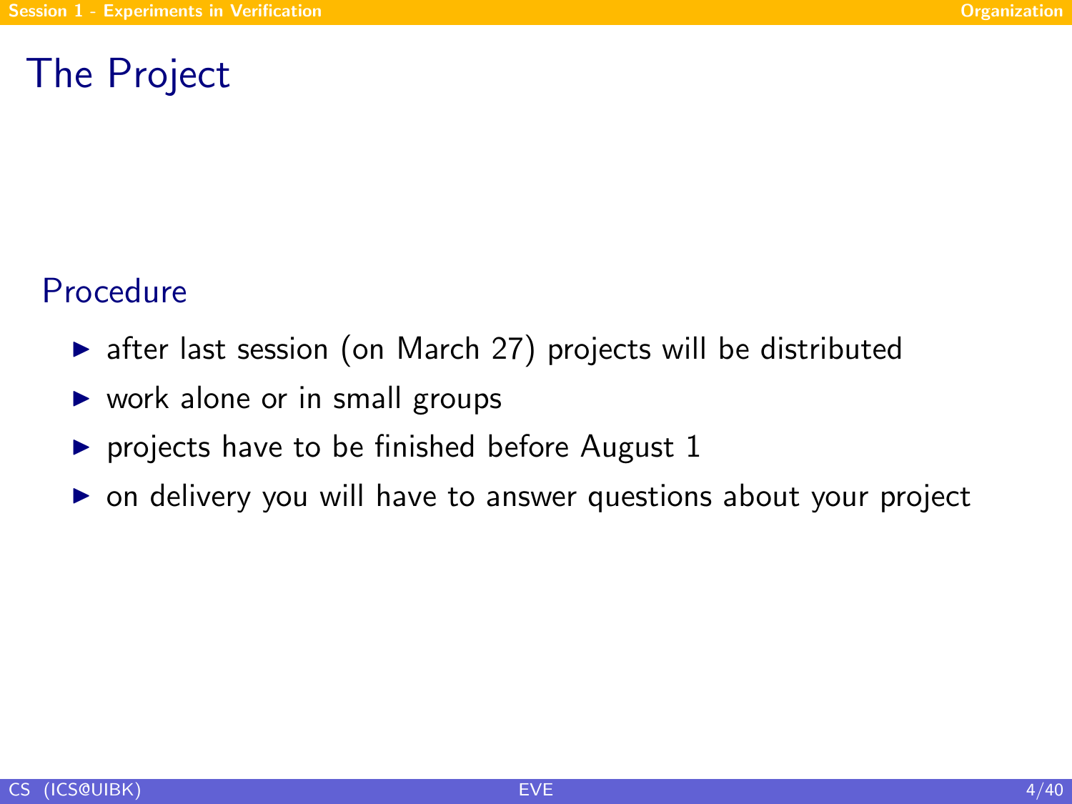# The Project

## Procedure

- after last session (on March 27) projects will be distributed
- work alone or in small groups
- projects have to be finished before August 1
- on delivery you will have to answer questions about your project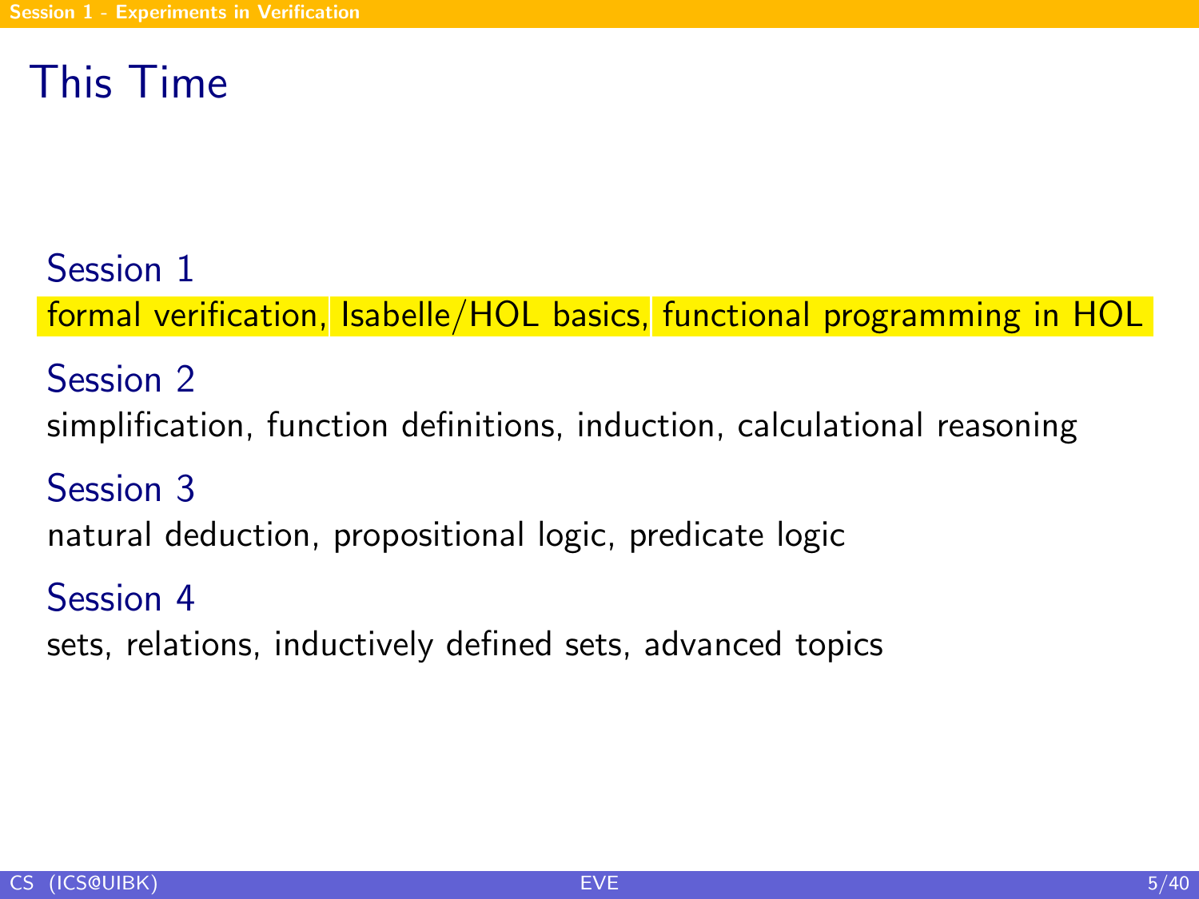# This Time

**Session 1**

formal verification, Isabelle/HOL basics, functional programming in HOL

**Session 2**

simplification, function definitions, induction, calculational reasoning

**Session 3**

natural deduction, propositional logic, predicate logic

**Session 4**

sets, relations, inductively defined sets, advanced topics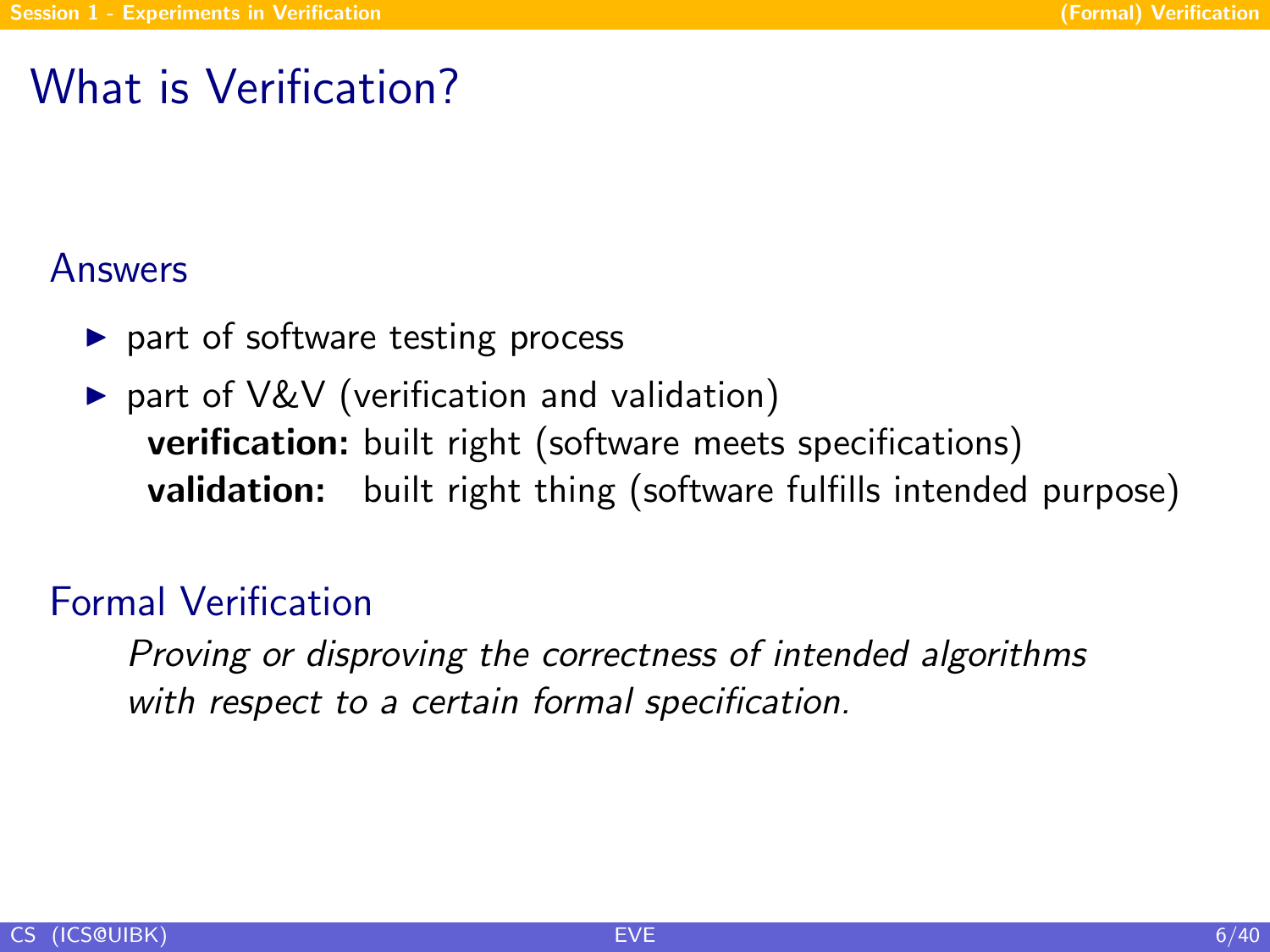# What is Verification?

## Answers

- part of software testing process
- part of V&V (verification and validation)
  **verification:** built right (software meets specifications)
  **validation:** built right thing (software fulfills intended purpose)

## Formal Verification

*Proving or disproving the correctness of intended algorithms with respect to a certain formal specification.*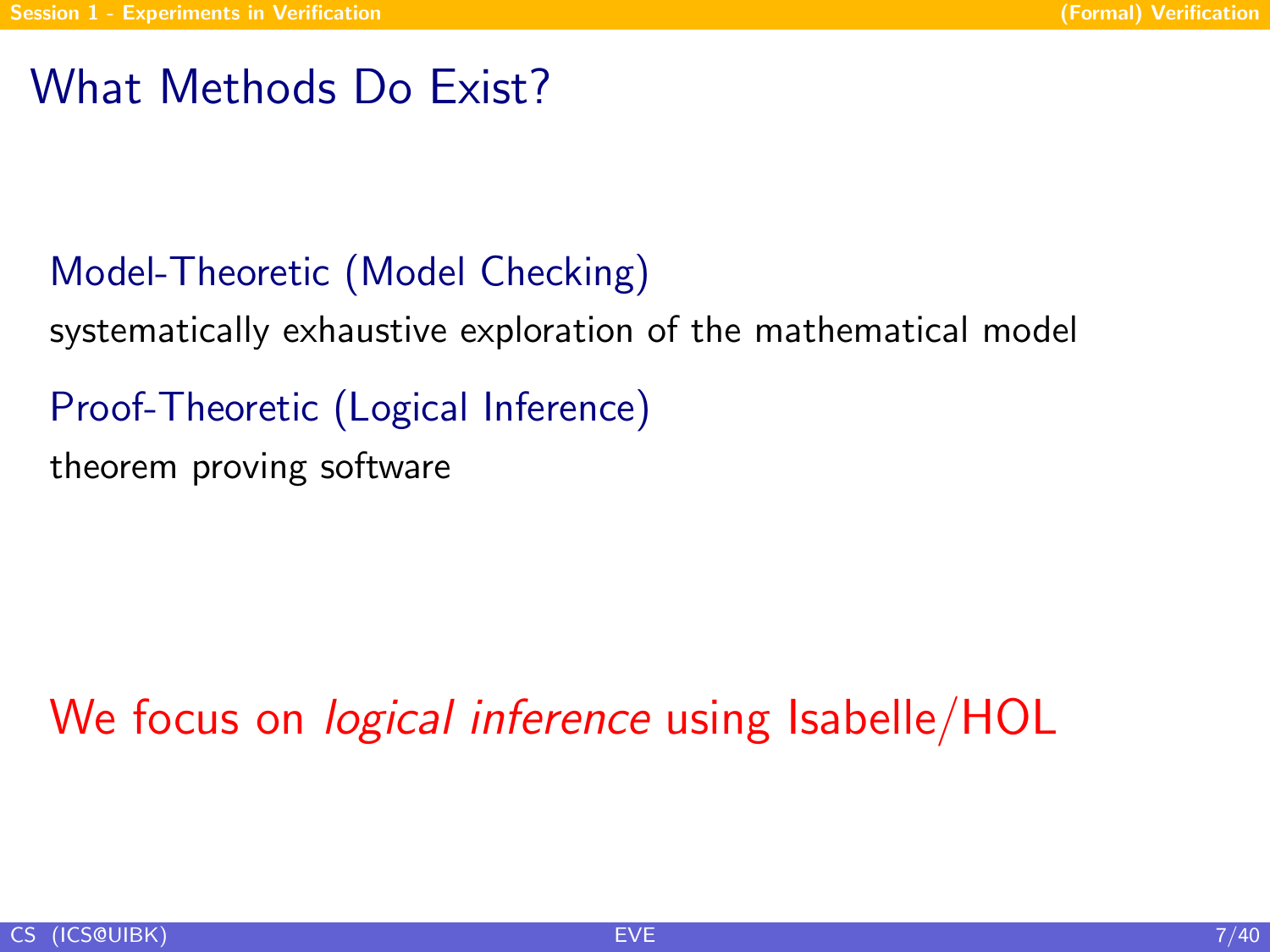# What Methods Do Exist?

### Model-Theoretic (Model Checking)

systematically exhaustive exploration of the mathematical model

### Proof-Theoretic (Logical Inference)

theorem proving software

We focus on *logical inference* using Isabelle/HOL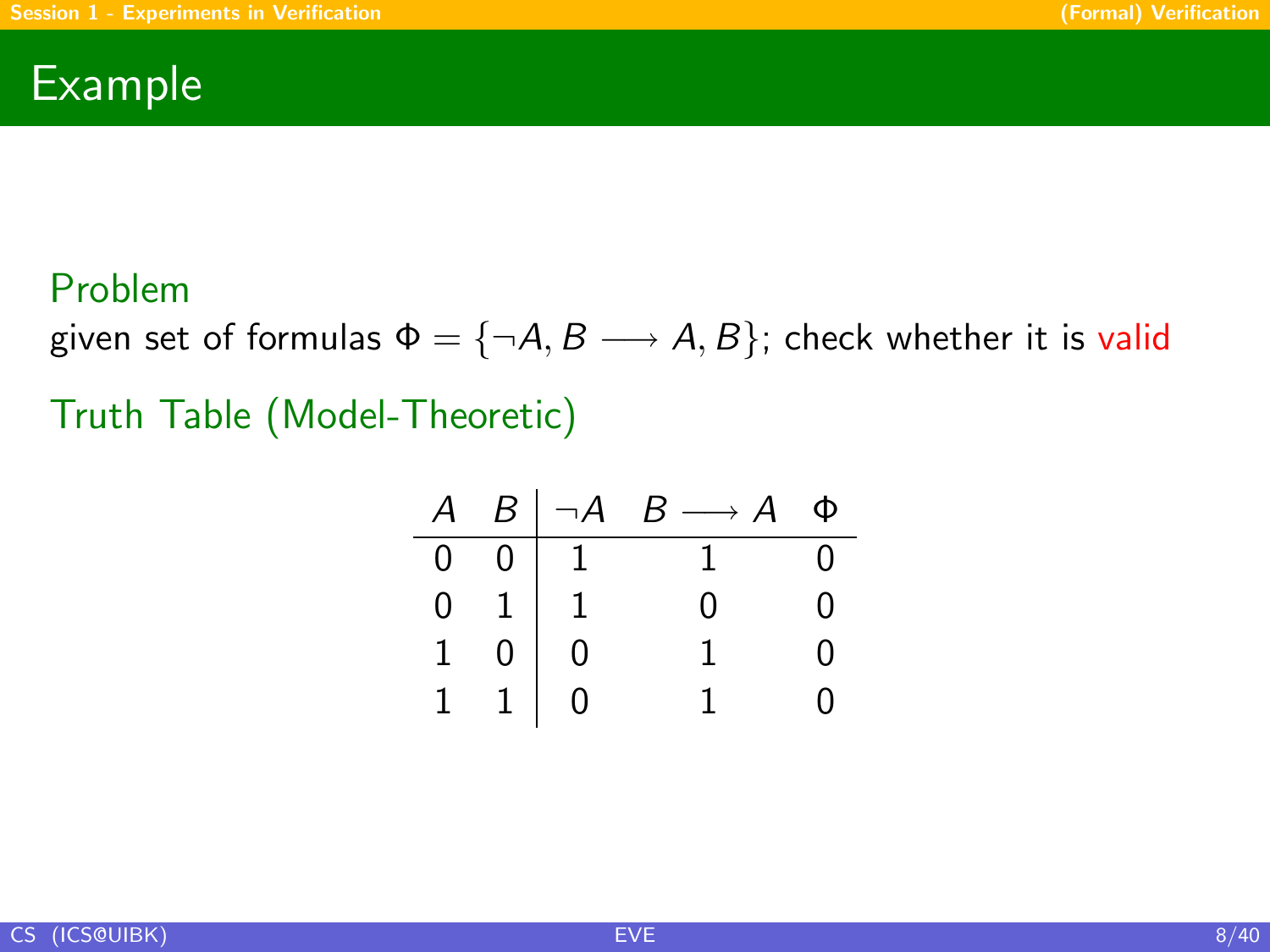# Example

**Problem**

given set of formulas $\Phi = \{\neg A, B \longrightarrow A, B\}$; check whether it is valid

**Truth Table (Model-Theoretic)**

| $A$ | $B$ | $\neg A$ | $B \longrightarrow A$ | $\Phi$ |
|---|---|---|---|---|
| 0 | 0 | 1 | 1 | 0 |
| 0 | 1 | 1 | 0 | 0 |
| 1 | 0 | 0 | 1 | 0 |
| 1 | 1 | 0 | 1 | 0 |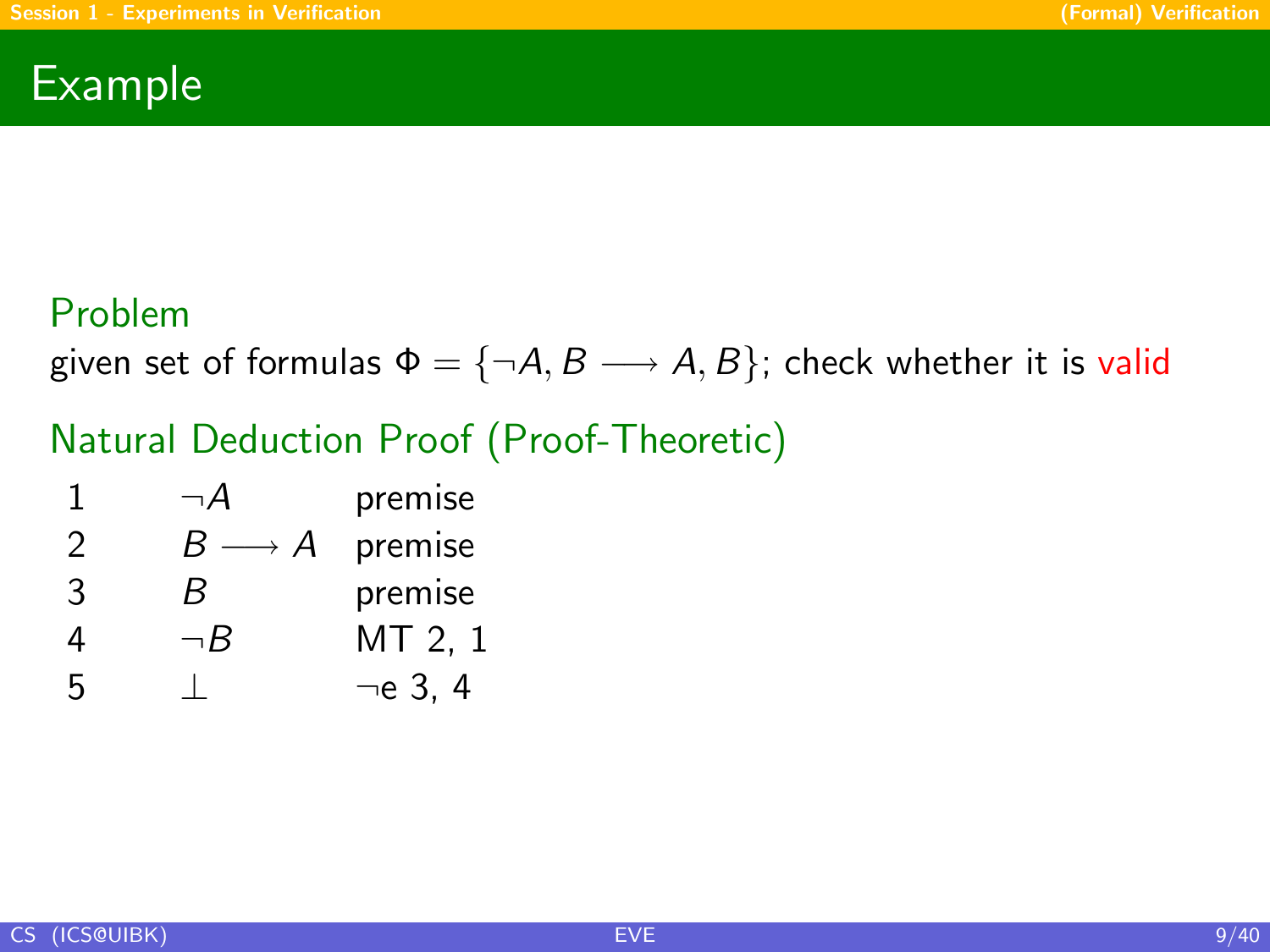# Example

## Problem

given set of formulas $\Phi = \{\neg A, B \longrightarrow A, B\}$; check whether it is valid

## Natural Deduction Proof (Proof-Theoretic)

| | | |
|---|---|---|
| 1 | $\neg A$ | premise |
| 2 | $B \longrightarrow A$ | premise |
| 3 | $B$ | premise |
| 4 | $\neg B$ | MT 2, 1 |
| 5 | $\perp$ | $\neg$e 3, 4 |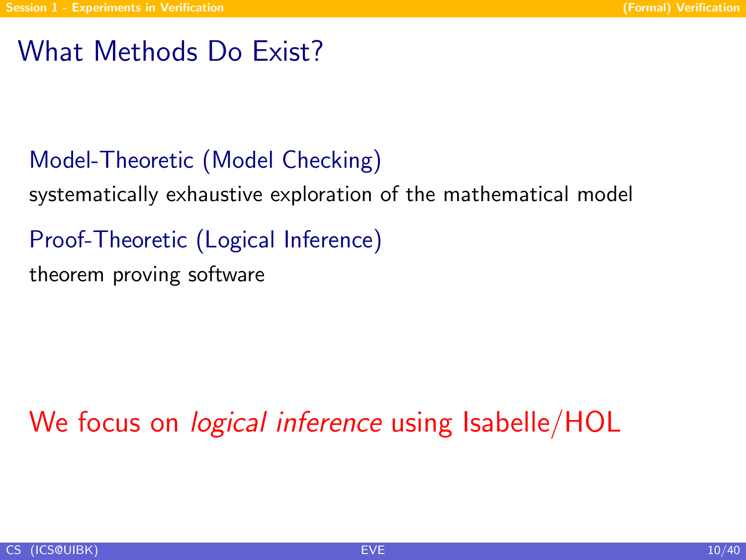# What Methods Do Exist?

### Model-Theoretic (Model Checking)

systematically exhaustive exploration of the mathematical model

### Proof-Theoretic (Logical Inference)

theorem proving software

We focus on *logical inference* using Isabelle/HOL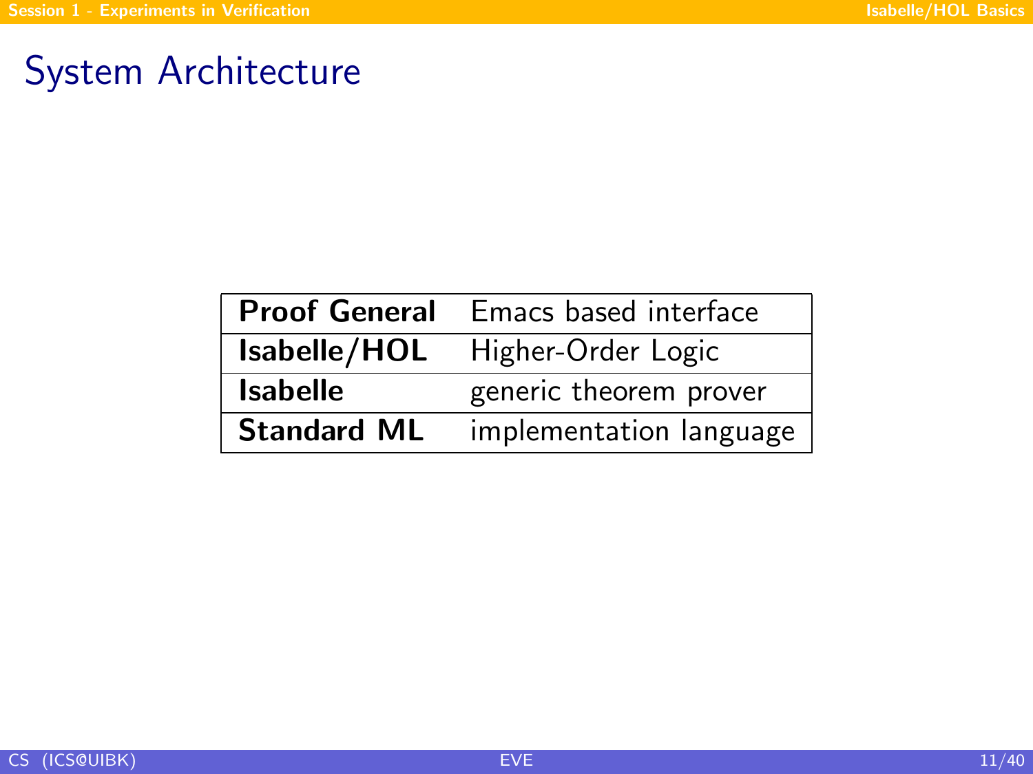# System Architecture

| | |
|---|---|
| **Proof General** | Emacs based interface |
| **Isabelle/HOL** | Higher-Order Logic |
| **Isabelle** | generic theorem prover |
| **Standard ML** | implementation language |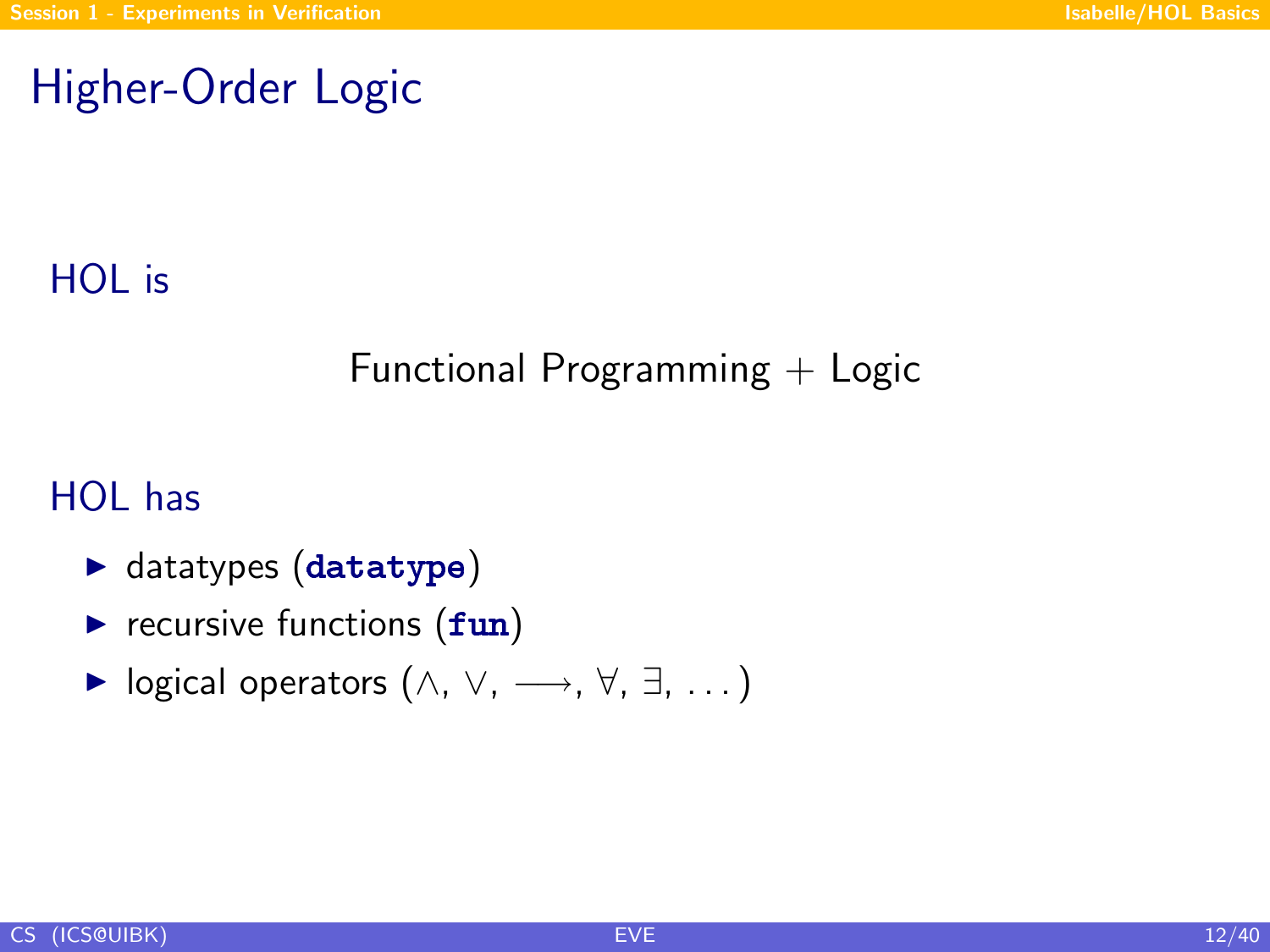# Higher-Order Logic

HOL is

Functional Programming + Logic

HOL has

- datatypes (**`datatype`**)
- recursive functions (**`fun`**)
- logical operators ($\wedge$, $\vee$, $\longrightarrow$, $\forall$, $\exists$, $\ldots$)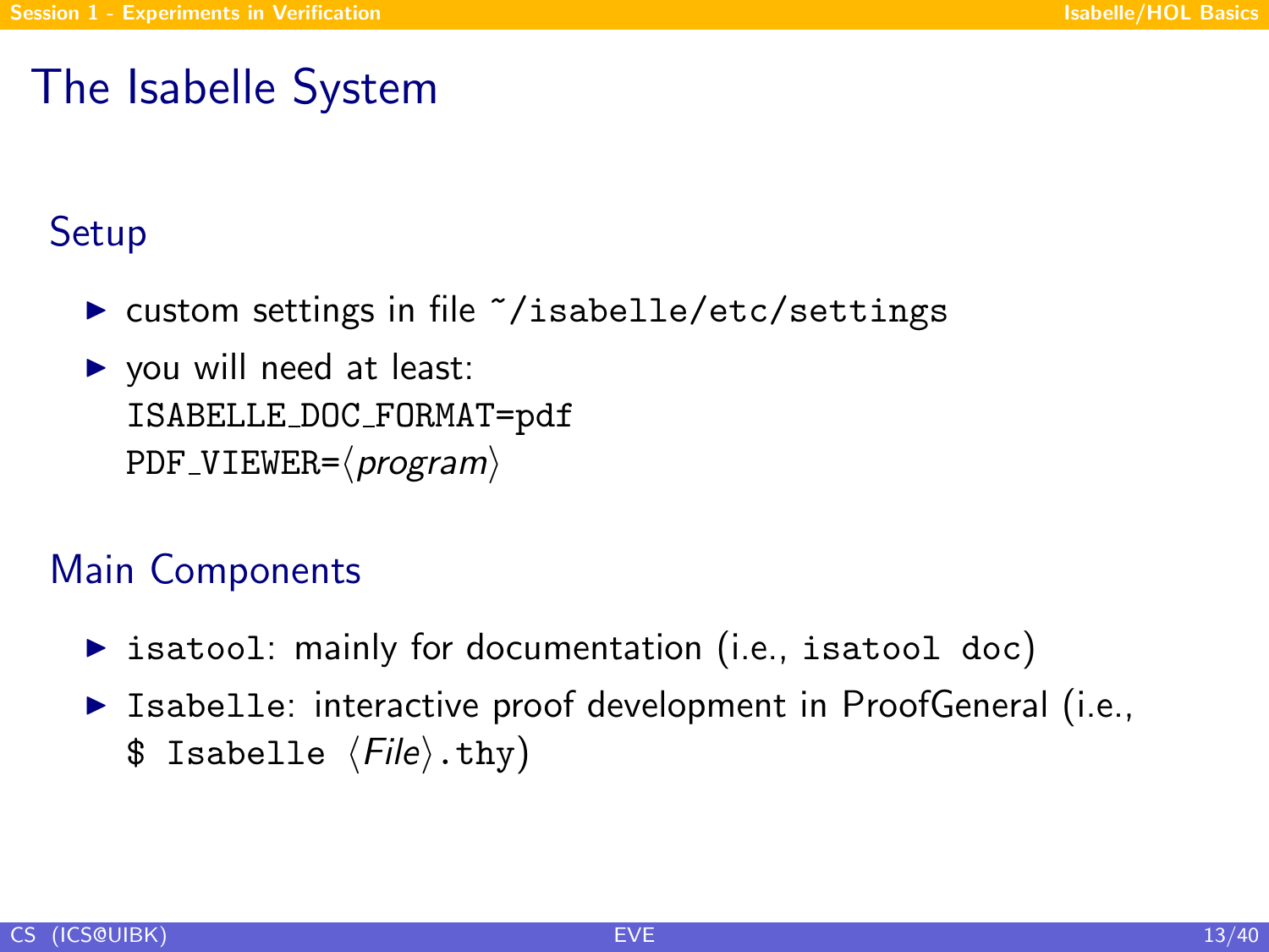# The Isabelle System

## Setup

- custom settings in file `~/isabelle/etc/settings`
- you will need at least:
  `ISABELLE_DOC_FORMAT=pdf`
  `PDF_VIEWER=`⟨*program*⟩

## Main Components

- `isatool`: mainly for documentation (i.e., `isatool doc`)
- `Isabelle`: interactive proof development in ProofGeneral (i.e., `$ Isabelle` ⟨*File*⟩`.thy`)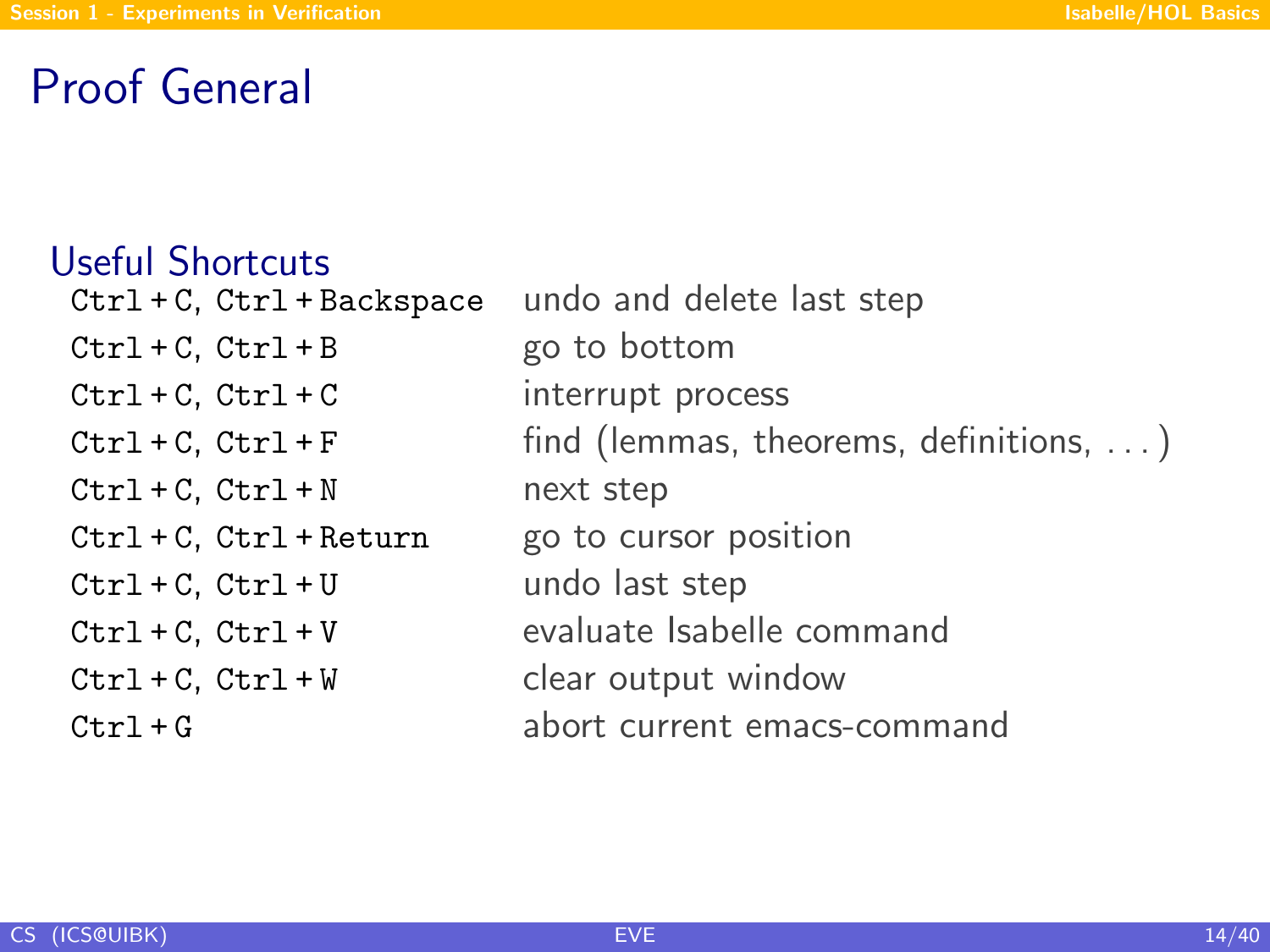# Proof General

## Useful Shortcuts

| | |
|---|---|
| `Ctrl+C, Ctrl+Backspace` | undo and delete last step |
| `Ctrl+C, Ctrl+B` | go to bottom |
| `Ctrl+C, Ctrl+C` | interrupt process |
| `Ctrl+C, Ctrl+F` | find (lemmas, theorems, definitions, ...) |
| `Ctrl+C, Ctrl+N` | next step |
| `Ctrl+C, Ctrl+Return` | go to cursor position |
| `Ctrl+C, Ctrl+U` | undo last step |
| `Ctrl+C, Ctrl+V` | evaluate Isabelle command |
| `Ctrl+C, Ctrl+W` | clear output window |
| `Ctrl+G` | abort current emacs-command |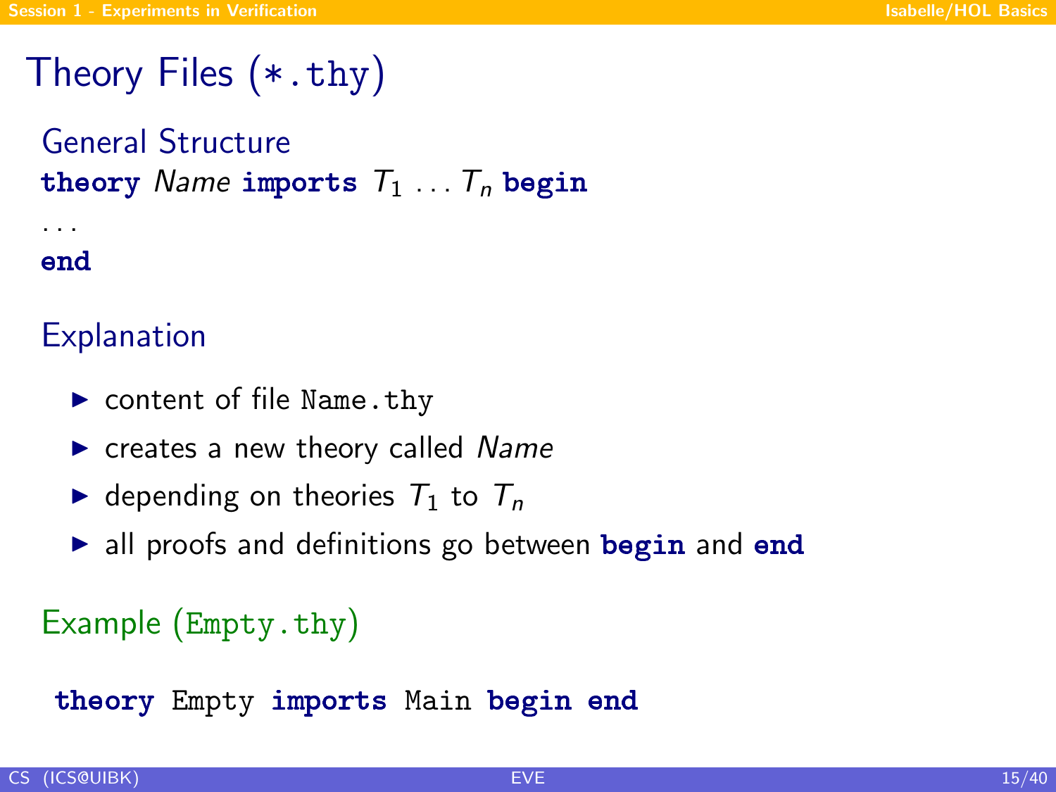# Theory Files (*.thy)

## General Structure

**theory** *Name* **imports** $T_1 \ldots T_n$ **begin**

...

**end**

## Explanation

- content of file `Name.thy`
- creates a new theory called *Name*
- depending on theories $T_1$ to $T_n$
- all proofs and definitions go between **begin** and **end**

## Example (`Empty.thy`)

```
theory Empty imports Main begin end
```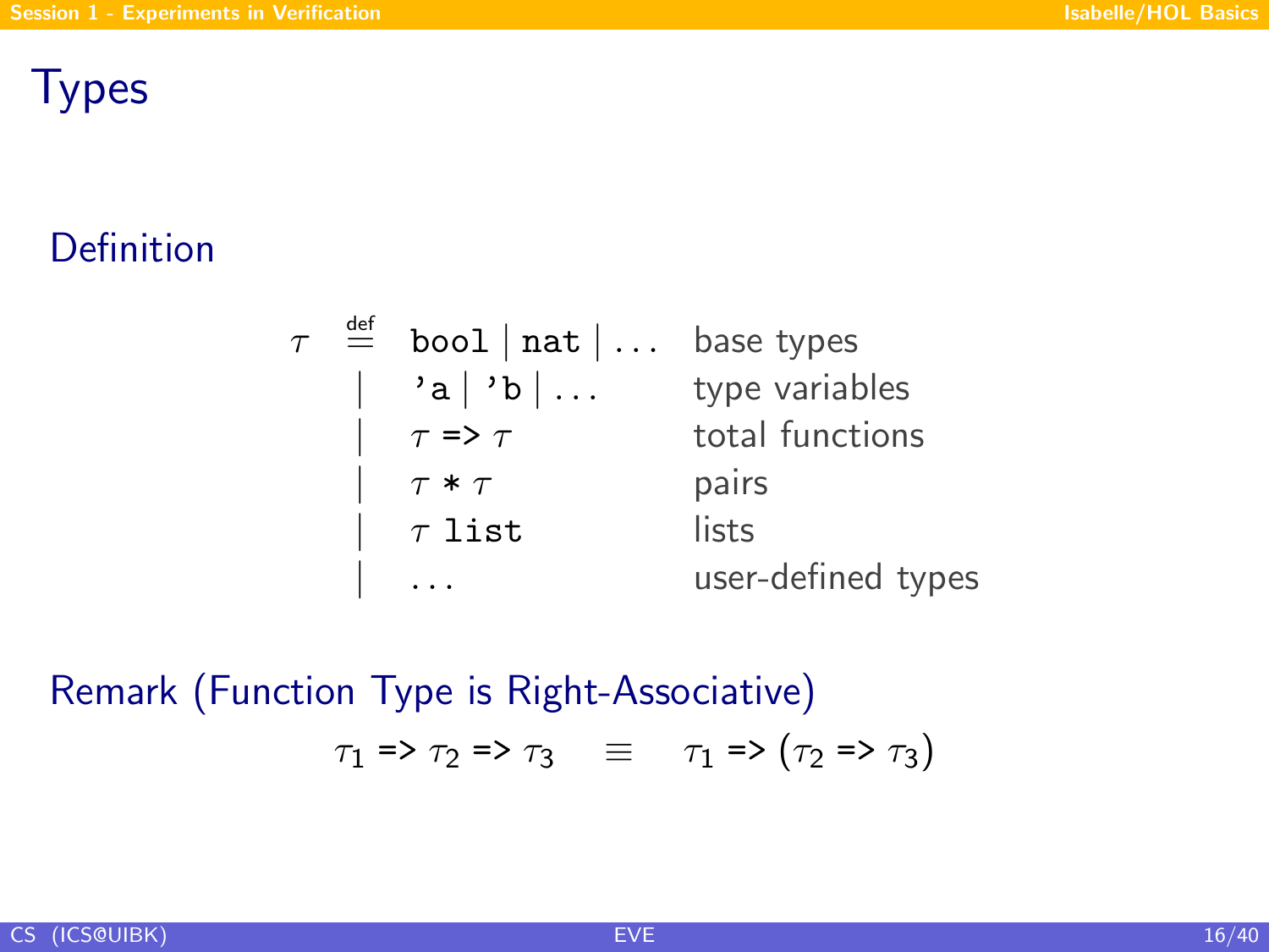# Types

## Definition

$$
\begin{array}{rcll}
\tau & \stackrel{\text{def}}{=} & \texttt{bool} \mid \texttt{nat} \mid \ldots & \text{base types} \\
& \mid & \texttt{'a} \mid \texttt{'b} \mid \ldots & \text{type variables} \\
& \mid & \tau \; \texttt{=>} \; \tau & \text{total functions} \\
& \mid & \tau \; \texttt{*} \; \tau & \text{pairs} \\
& \mid & \tau \; \texttt{list} & \text{lists} \\
& \mid & \ldots & \text{user-defined types}
\end{array}
$$

## Remark (Function Type is Right-Associative)

$$\tau_1 \; \texttt{=>} \; \tau_2 \; \texttt{=>} \; \tau_3 \quad \equiv \quad \tau_1 \; \texttt{=>} \; (\tau_2 \; \texttt{=>} \; \tau_3)$$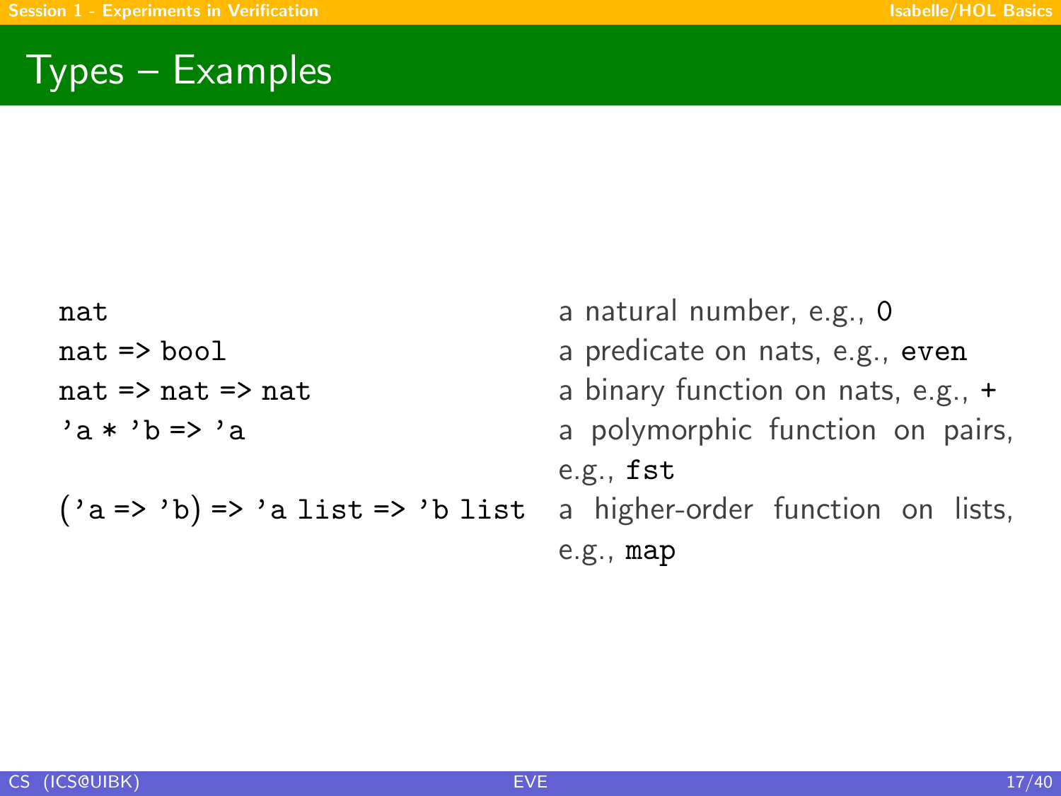# Types – Examples

| | |
|---|---|
| `nat` | a natural number, e.g., `0` |
| `nat => bool` | a predicate on nats, e.g., `even` |
| `nat => nat => nat` | a binary function on nats, e.g., `+` |
| `'a * 'b => 'a` | a polymorphic function on pairs, e.g., `fst` |
| `('a => 'b) => 'a list => 'b list` | a higher-order function on lists, e.g., `map` |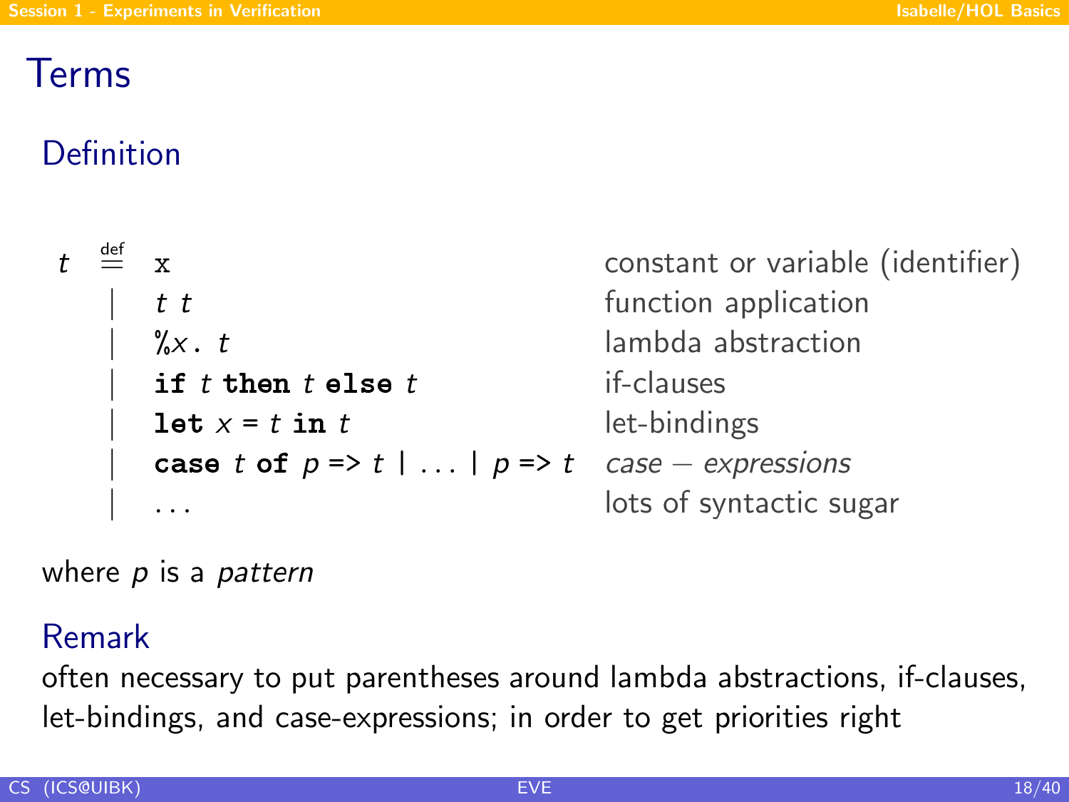# Terms

## Definition

| | | |
|---|---|---|
| $t \stackrel{\text{def}}{=}$ | `x` | constant or variable (identifier) |
| \| | $t$ $t$ | function application |
| \| | `%`$x$`.` $t$ | lambda abstraction |
| \| | **if** $t$ **then** $t$ **else** $t$ | if-clauses |
| \| | **let** $x$ = $t$ **in** $t$ | let-bindings |
| \| | **case** $t$ **of** $p$ => $t$ \| ... \| $p$ => $t$ | *case − expressions* |
| \| | ... | lots of syntactic sugar |

where $p$ is a *pattern*

## Remark

often necessary to put parentheses around lambda abstractions, if-clauses, let-bindings, and case-expressions; in order to get priorities right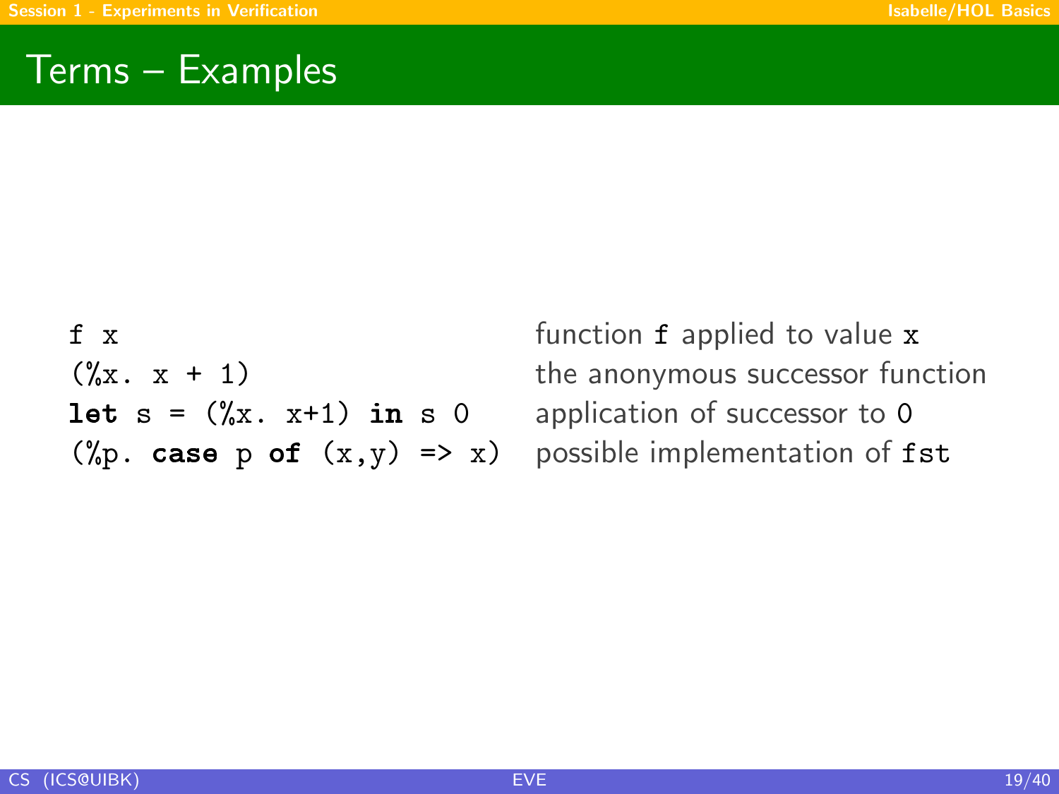# Terms – Examples

| | |
|---|---|
| `f x` | function `f` applied to value `x` |
| `(%x. x + 1)` | the anonymous successor function |
| `let s = (%x. x+1) in s 0` | application of successor to 0 |
| `(%p. case p of (x,y) => x)` | possible implementation of `fst` |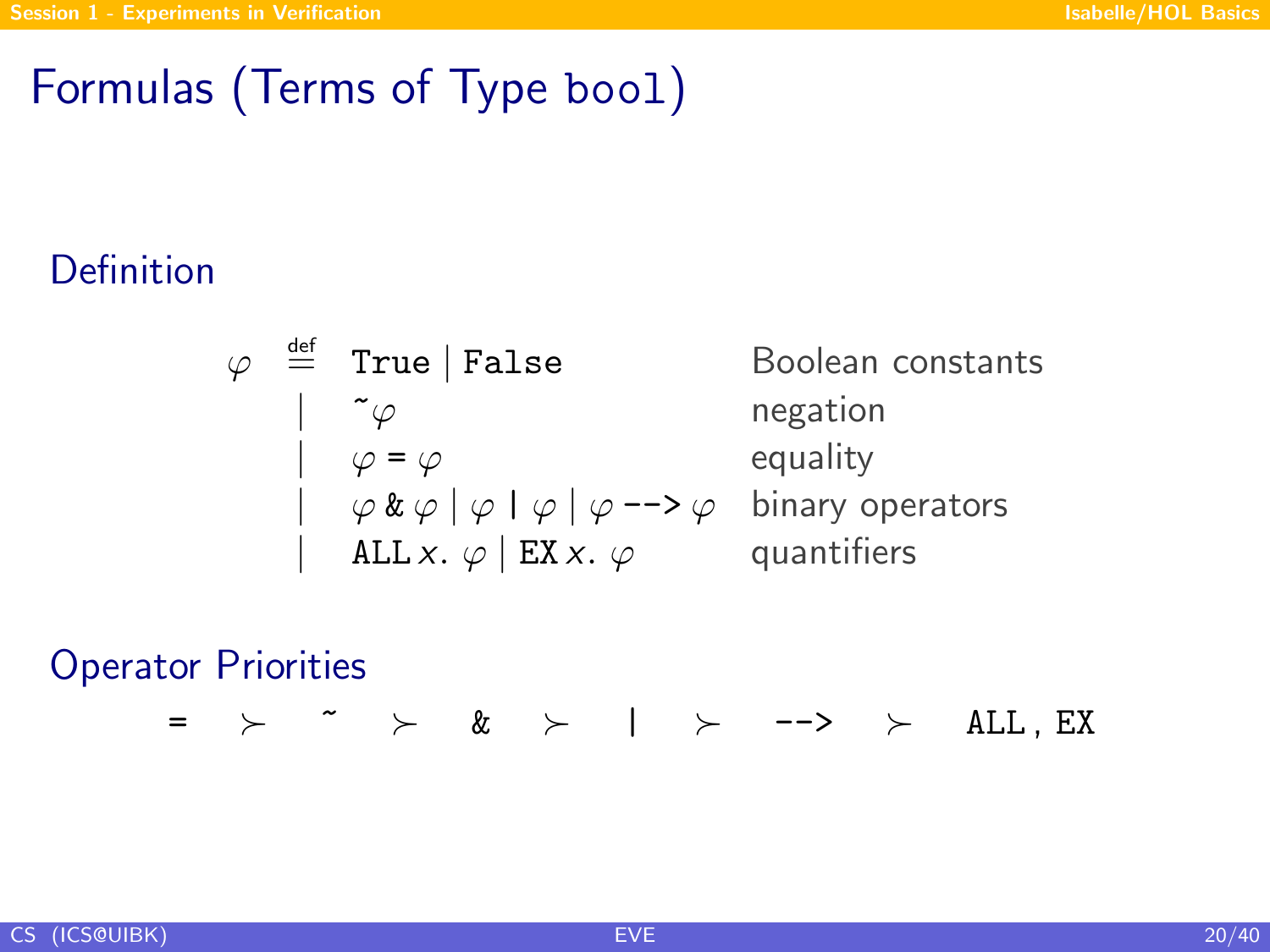# Formulas (Terms of Type `bool`)

## Definition

| | | | |
|---|---|---|---|
| $\varphi$ | $\stackrel{\text{def}}{=}$ | `True` \| `False` | Boolean constants |
| | \| | `~`$\varphi$ | negation |
| | \| | $\varphi$ `=` $\varphi$ | equality |
| | \| | $\varphi$ `&` $\varphi$ \| $\varphi$ `|` $\varphi$ \| $\varphi$ `-->` $\varphi$ | binary operators |
| | \| | `ALL` $x.\ \varphi$ \| `EX` $x.\ \varphi$ | quantifiers |

## Operator Priorities

`=` $\succ$ `~` $\succ$ `&` $\succ$ `|` $\succ$ `-->` $\succ$ `ALL`, `EX`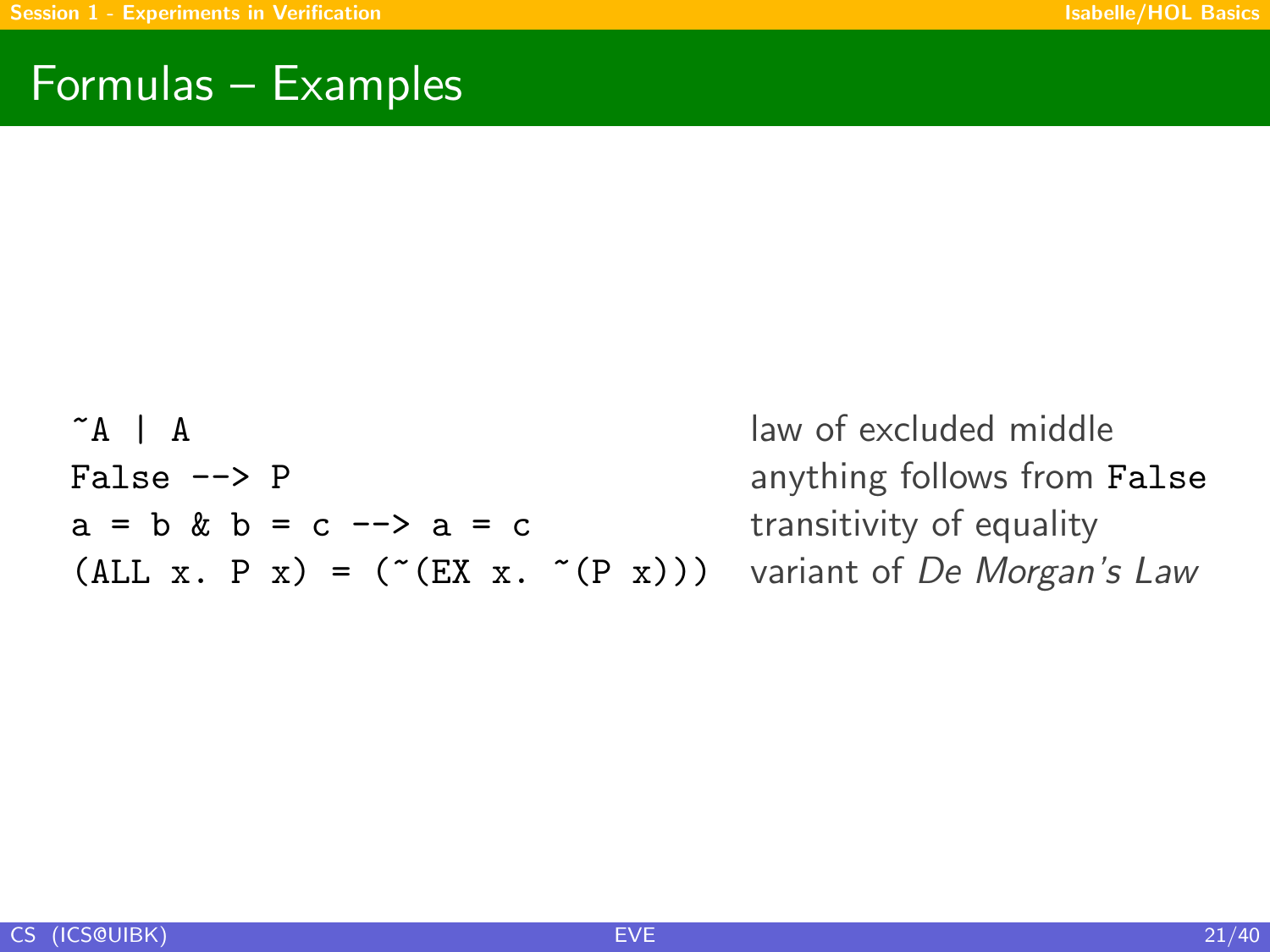# Formulas – Examples

| | |
|---|---|
| `~A \| A` | law of excluded middle |
| `False --> P` | anything follows from `False` |
| `a = b & b = c --> a = c` | transitivity of equality |
| `(ALL x. P x) = (~(EX x. ~(P x)))` | variant of *De Morgan's Law* |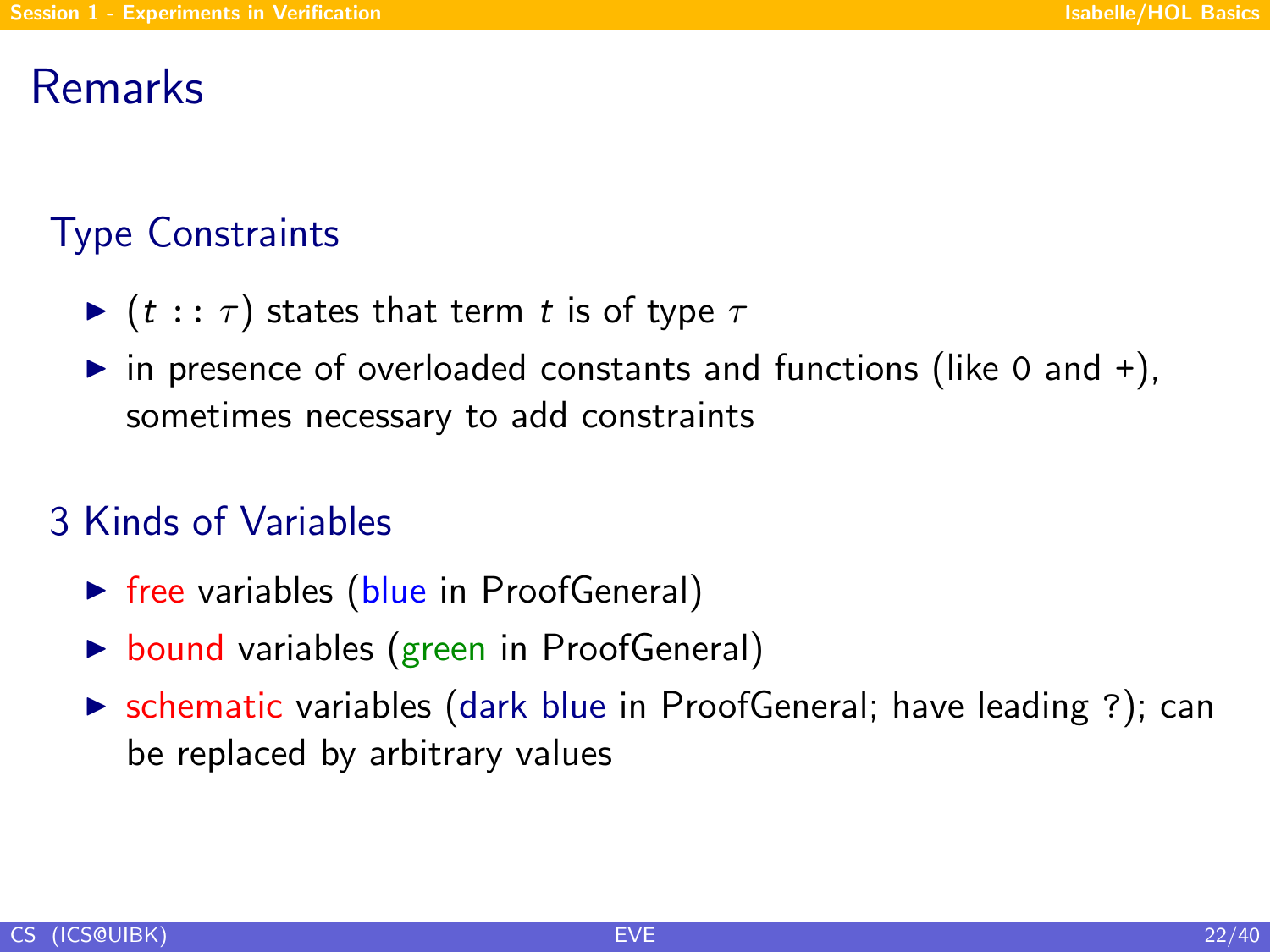# Remarks

## Type Constraints

- $(t :: \tau)$ states that term $t$ is of type $\tau$
- in presence of overloaded constants and functions (like 0 and +), sometimes necessary to add constraints

## 3 Kinds of Variables

- free variables (blue in ProofGeneral)
- bound variables (green in ProofGeneral)
- schematic variables (dark blue in ProofGeneral; have leading ?); can be replaced by arbitrary values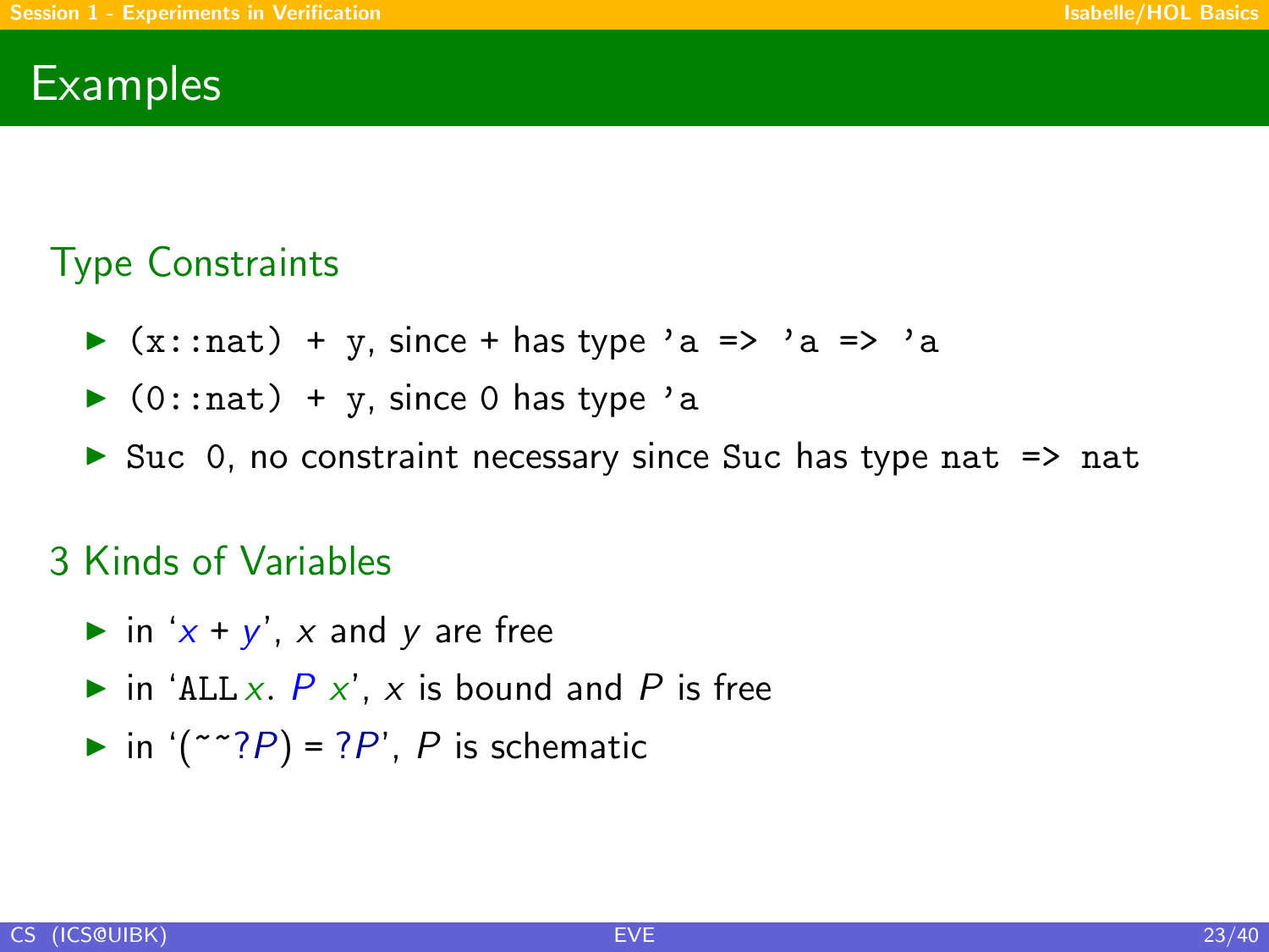# Examples

## Type Constraints

- `(x::nat) + y`, since `+` has type `'a => 'a => 'a`
- `(0::nat) + y`, since `0` has type `'a`
- `Suc 0`, no constraint necessary since `Suc` has type `nat => nat`

## 3 Kinds of Variables

- in '$x + y$', $x$ and $y$ are free
- in '`ALL` $x$. $P$ $x$', $x$ is bound and $P$ is free
- in '(~~?$P$) = ?$P$', $P$ is schematic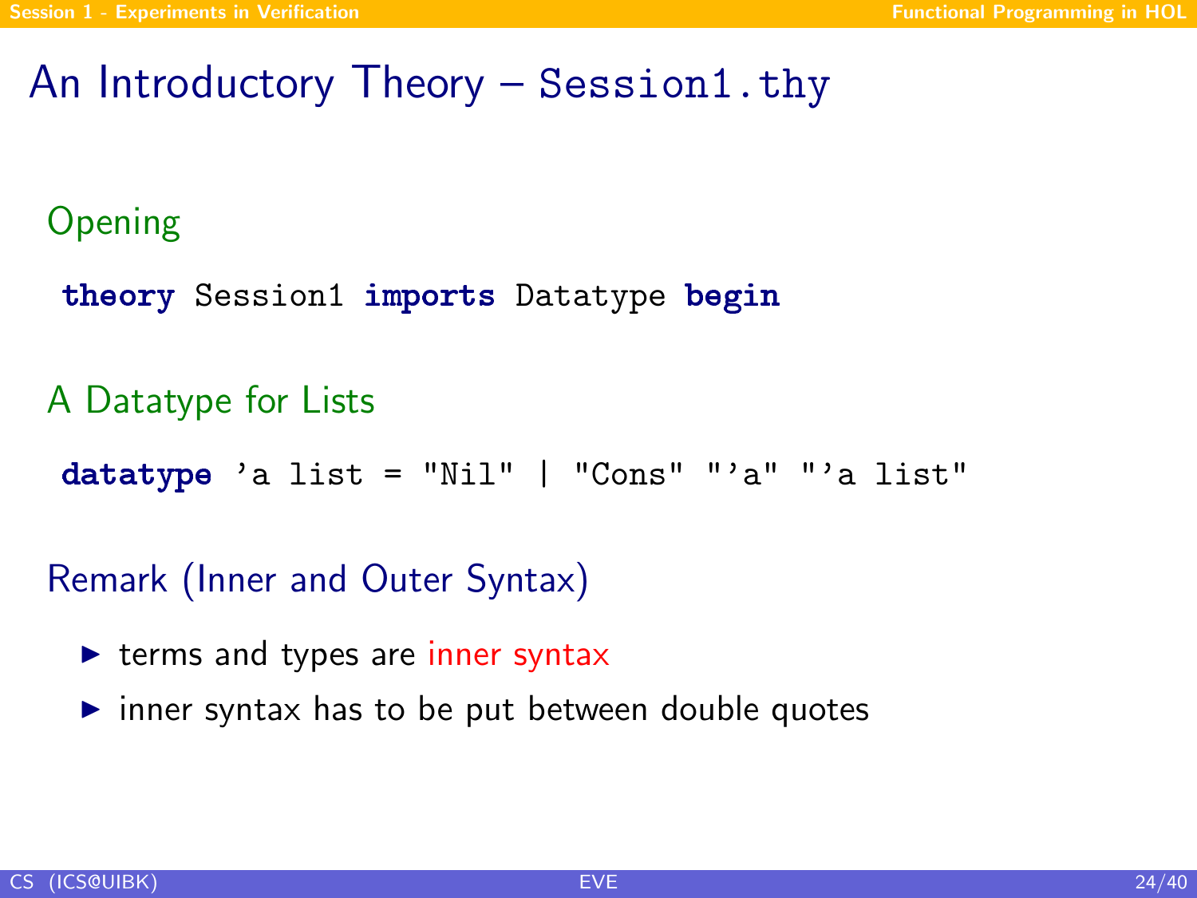# An Introductory Theory – Session1.thy

## Opening

```
theory Session1 imports Datatype begin
```

## A Datatype for Lists

```
datatype 'a list = "Nil" | "Cons" "'a" "'a list"
```

## Remark (Inner and Outer Syntax)

- terms and types are inner syntax
- inner syntax has to be put between double quotes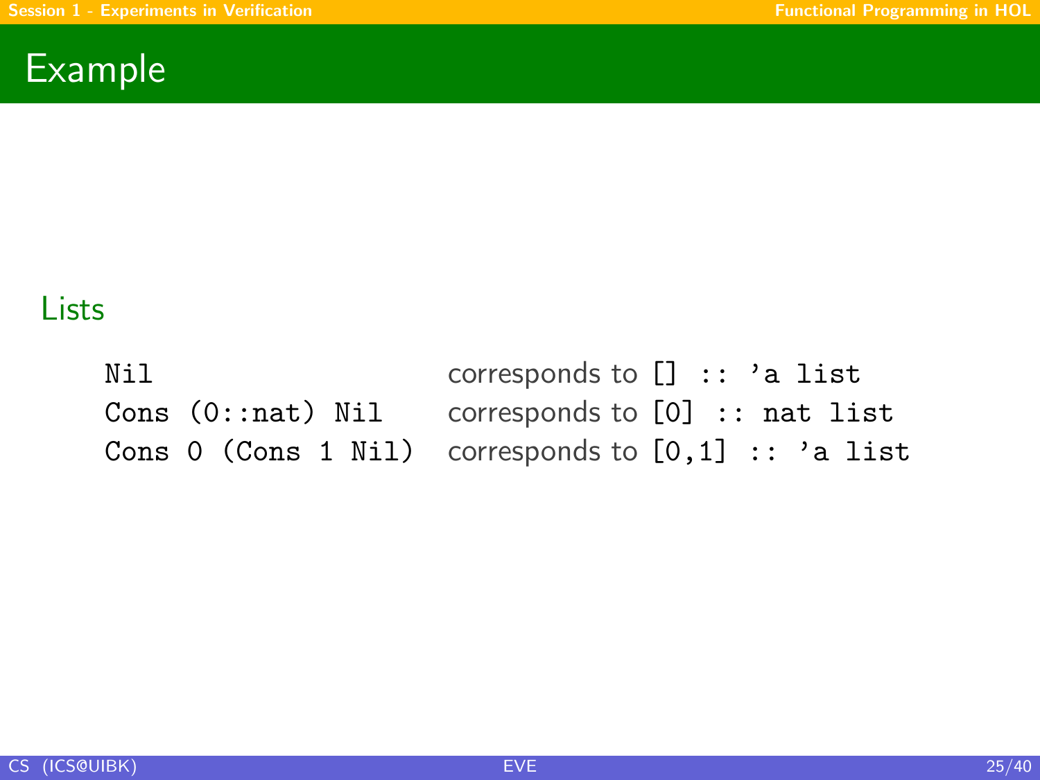# Example

### Lists

```
Nil                   corresponds to [] :: 'a list
Cons (0::nat) Nil     corresponds to [0] :: nat list
Cons 0 (Cons 1 Nil)   corresponds to [0,1] :: 'a list
```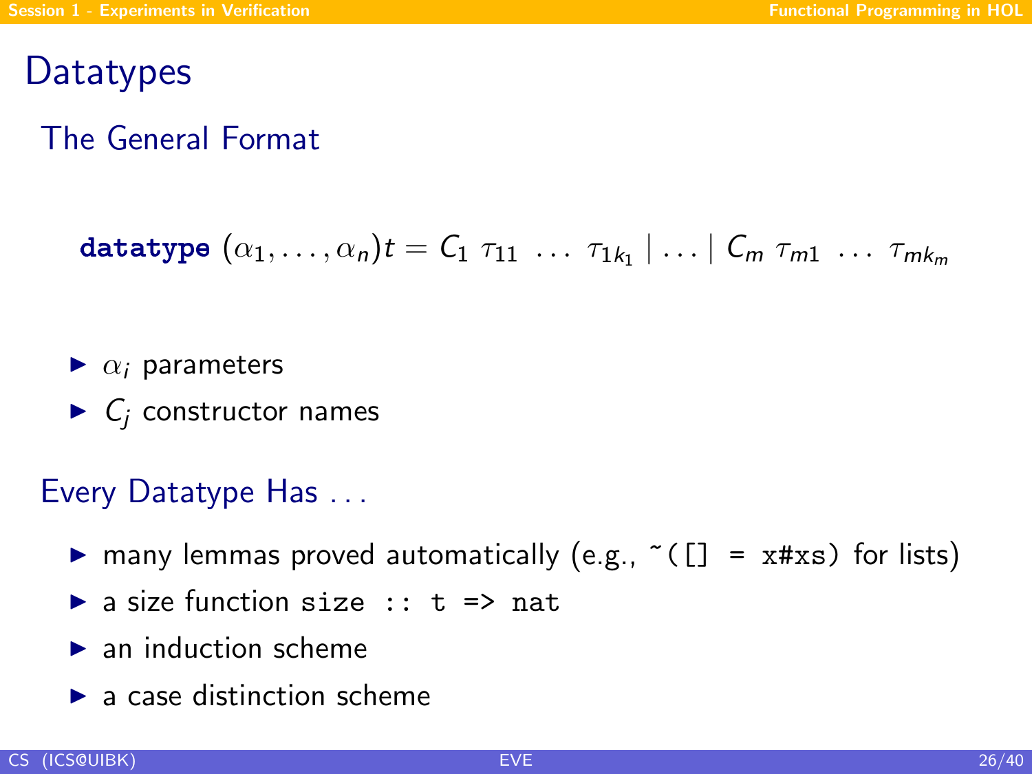# Datatypes

## The General Format

$$\textbf{datatype}\ (\alpha_1, \ldots, \alpha_n)t = C_1\ \tau_{11}\ \ldots\ \tau_{1k_1} \mid \ldots \mid C_m\ \tau_{m1}\ \ldots\ \tau_{mk_m}$$

- $\alpha_i$ parameters
- $C_j$ constructor names

## Every Datatype Has ...

- many lemmas proved automatically (e.g., `~([] = x#xs)` for lists)
- a size function `size :: t => nat`
- an induction scheme
- a case distinction scheme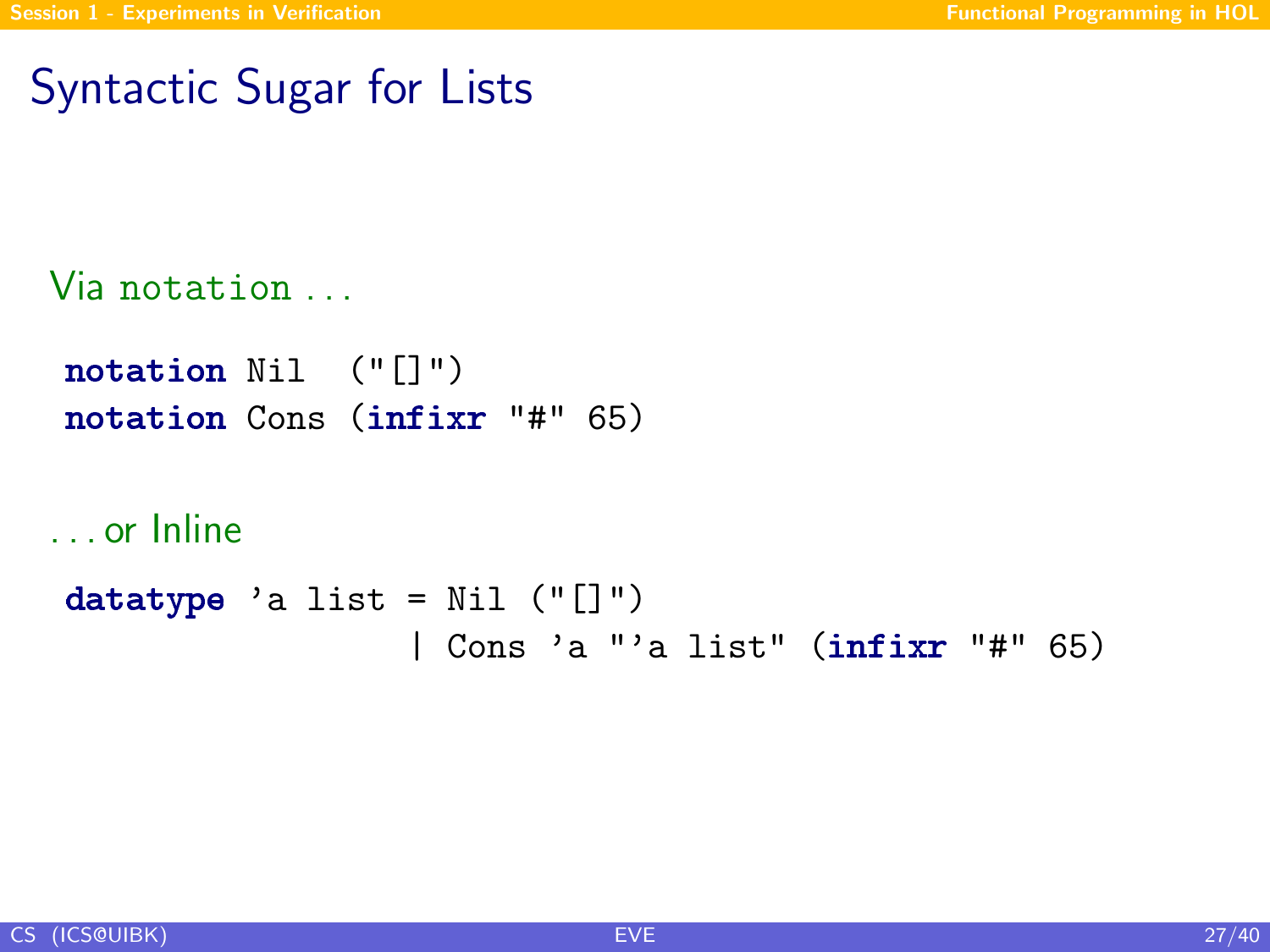# Syntactic Sugar for Lists

Via `notation` ...

```
notation Nil  ("[]")
notation Cons (infixr "#" 65)
```

... or Inline

```
datatype 'a list = Nil ("[]")
                 | Cons 'a "'a list" (infixr "#" 65)
```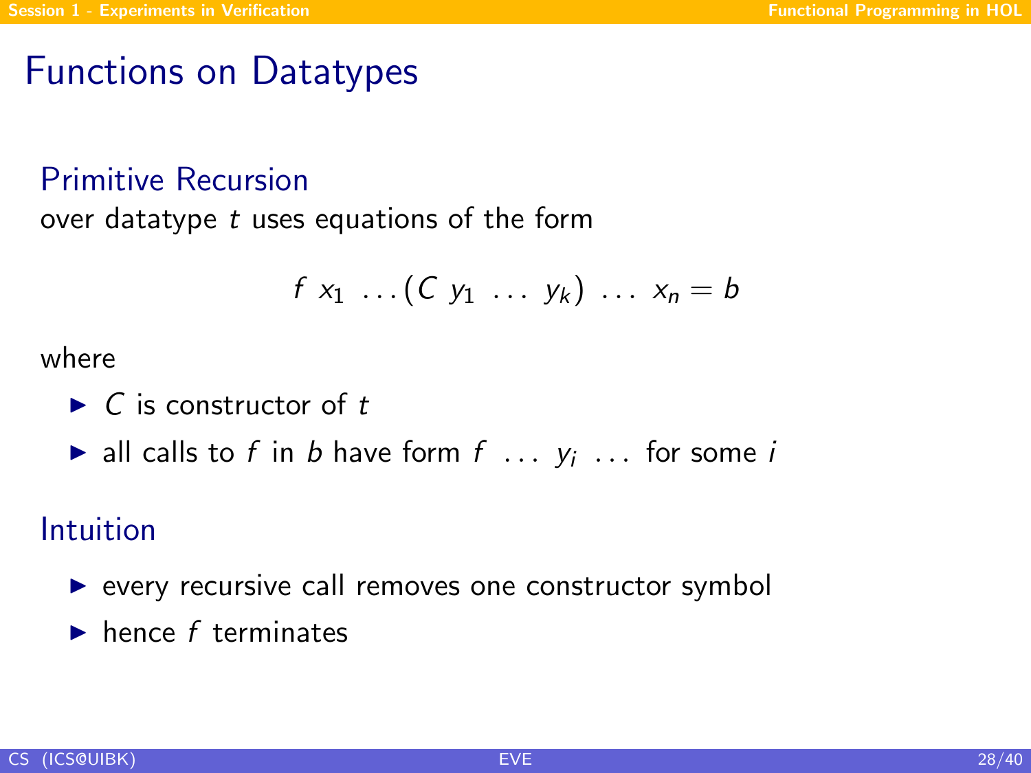# Functions on Datatypes

## Primitive Recursion

over datatype $t$ uses equations of the form

$$f\ x_1\ \ldots (C\ y_1\ \ldots\ y_k)\ \ldots\ x_n = b$$

where

- $C$ is constructor of $t$
- all calls to $f$ in $b$ have form $f\ \ldots\ y_i\ \ldots$ for some $i$

## Intuition

- every recursive call removes one constructor symbol
- hence $f$ terminates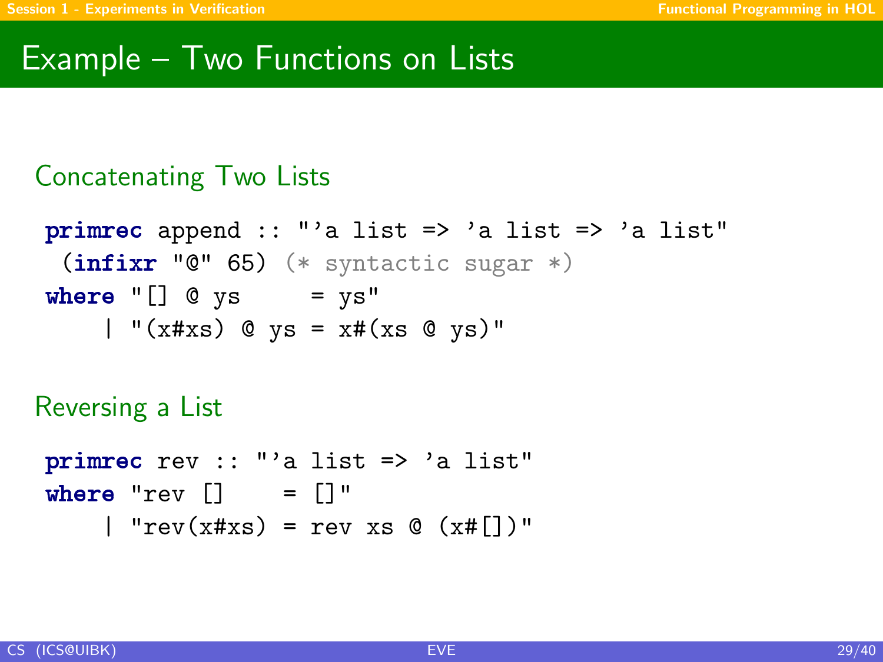# Example – Two Functions on Lists

## Concatenating Two Lists

```
primrec append :: "'a list => 'a list => 'a list"
 (infixr "@" 65) (* syntactic sugar *)
where "[] @ ys     = ys"
    | "(x#xs) @ ys = x#(xs @ ys)"
```

## Reversing a List

```
primrec rev :: "'a list => 'a list"
where "rev []    = []"
    | "rev(x#xs) = rev xs @ (x#[])"
```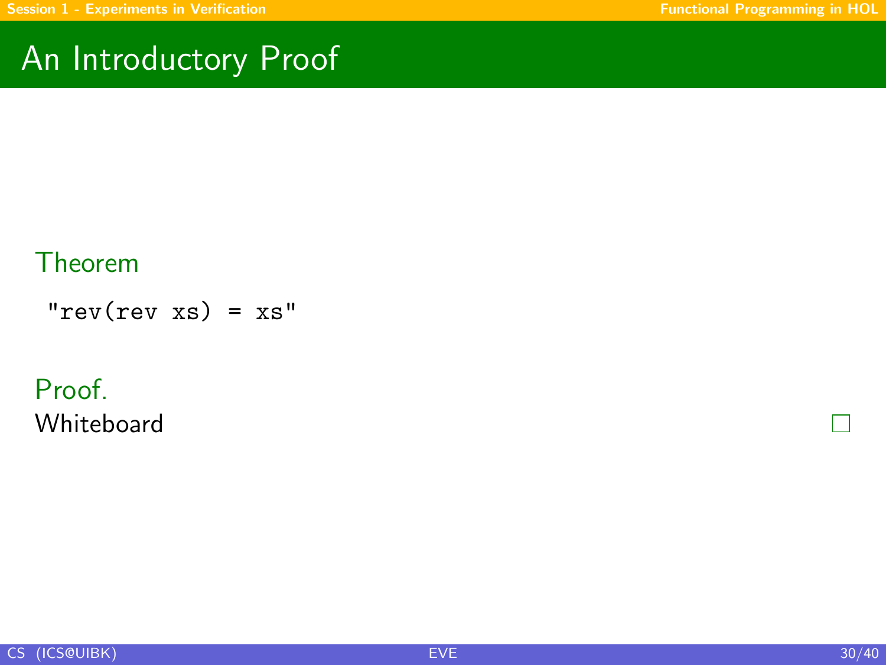# An Introductory Proof

**Theorem**

```
"rev(rev xs) = xs"
```

**Proof.**
Whiteboard □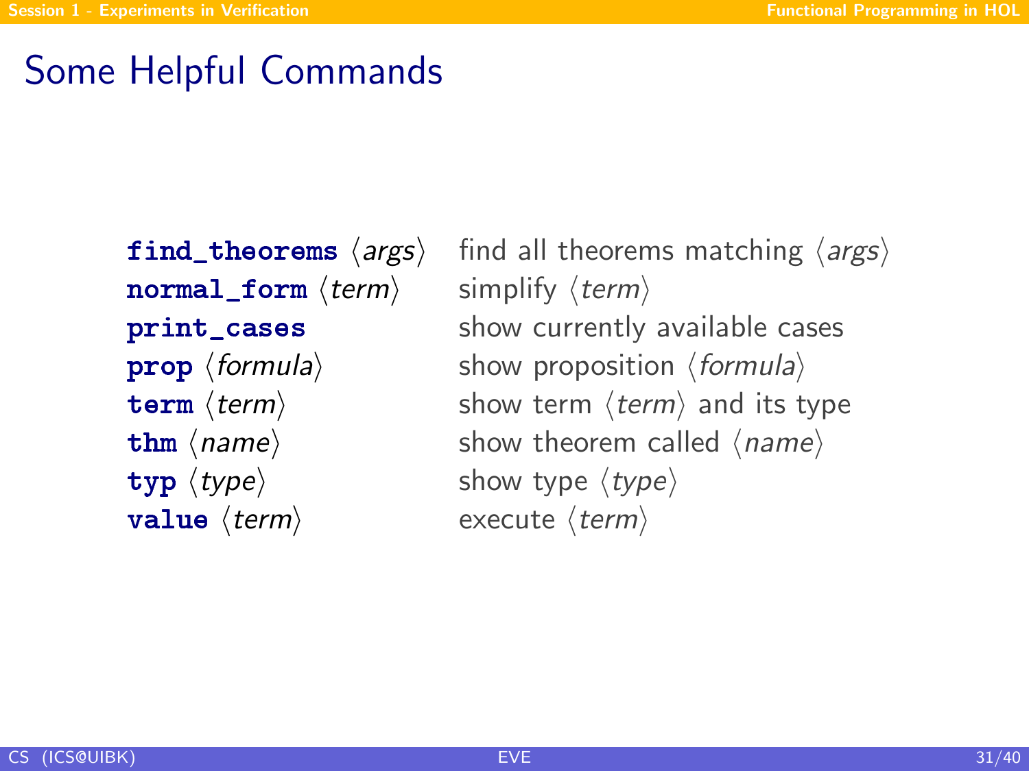# Some Helpful Commands

| | |
|---|---|
| **find_theorems** ⟨*args*⟩ | find all theorems matching ⟨*args*⟩ |
| **normal_form** ⟨*term*⟩ | simplify ⟨*term*⟩ |
| **print_cases** | show currently available cases |
| **prop** ⟨*formula*⟩ | show proposition ⟨*formula*⟩ |
| **term** ⟨*term*⟩ | show term ⟨*term*⟩ and its type |
| **thm** ⟨*name*⟩ | show theorem called ⟨*name*⟩ |
| **typ** ⟨*type*⟩ | show type ⟨*type*⟩ |
| **value** ⟨*term*⟩ | execute ⟨*term*⟩ |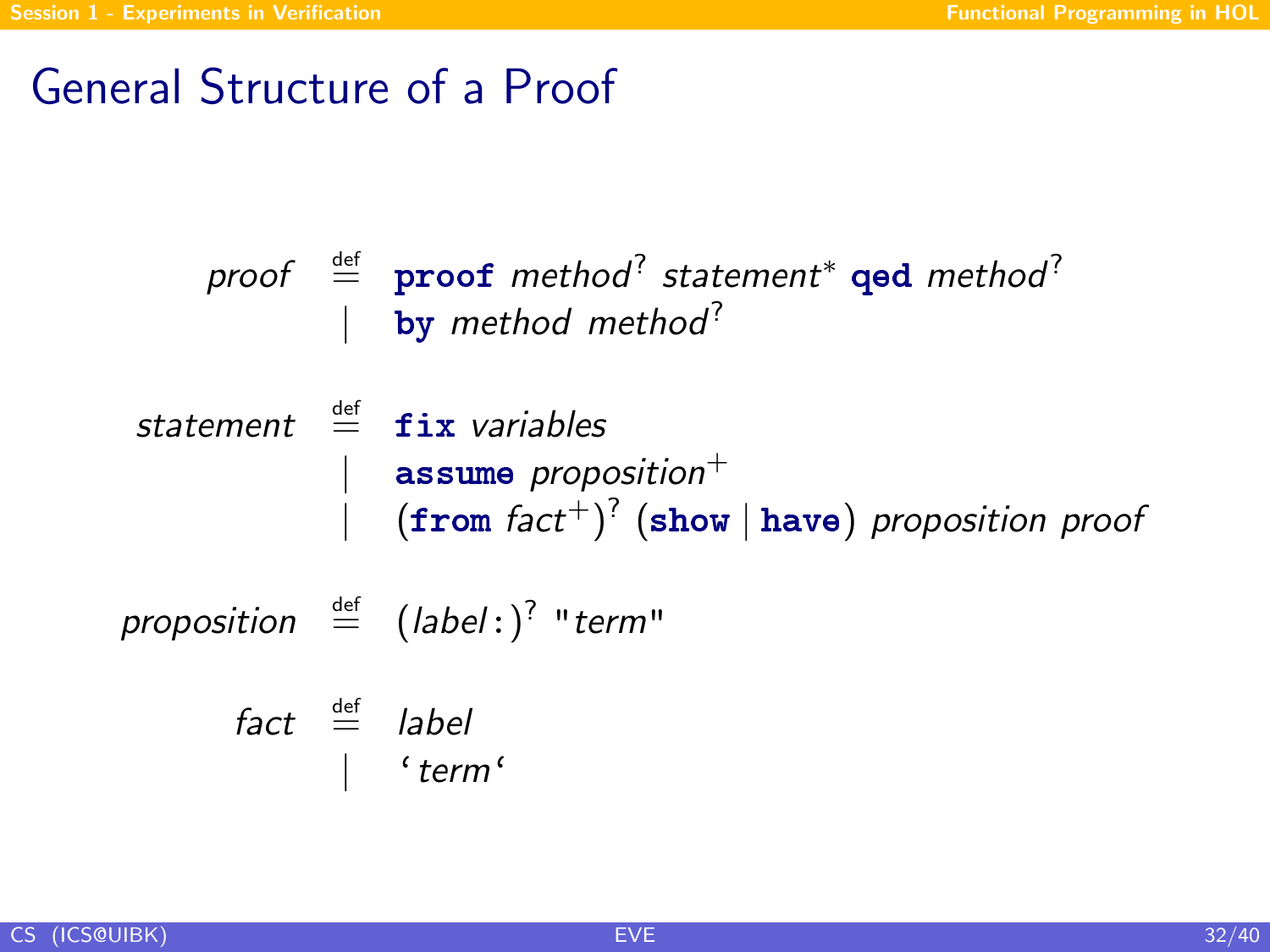# General Structure of a Proof

$$
\begin{array}{rcl}
\textit{proof} & \stackrel{\text{def}}{=} & \textbf{proof}\ \textit{method}^{?}\ \textit{statement}^{*}\ \textbf{qed}\ \textit{method}^{?} \\
& | & \textbf{by}\ \textit{method}\ \ \textit{method}^{?} \\
\\
\textit{statement} & \stackrel{\text{def}}{=} & \textbf{fix}\ \textit{variables} \\
& | & \textbf{assume}\ \textit{proposition}^{+} \\
& | & (\textbf{from}\ \textit{fact}^{+})^{?}\ (\textbf{show}\ |\ \textbf{have})\ \textit{proposition}\ \textit{proof} \\
\\
\textit{proposition} & \stackrel{\text{def}}{=} & (\textit{label}\texttt{:})^{?}\ \texttt{"}\textit{term}\texttt{"} \\
\\
\textit{fact} & \stackrel{\text{def}}{=} & \textit{label} \\
& | & \text{`}\,\textit{term}\,\text{`}
\end{array}
$$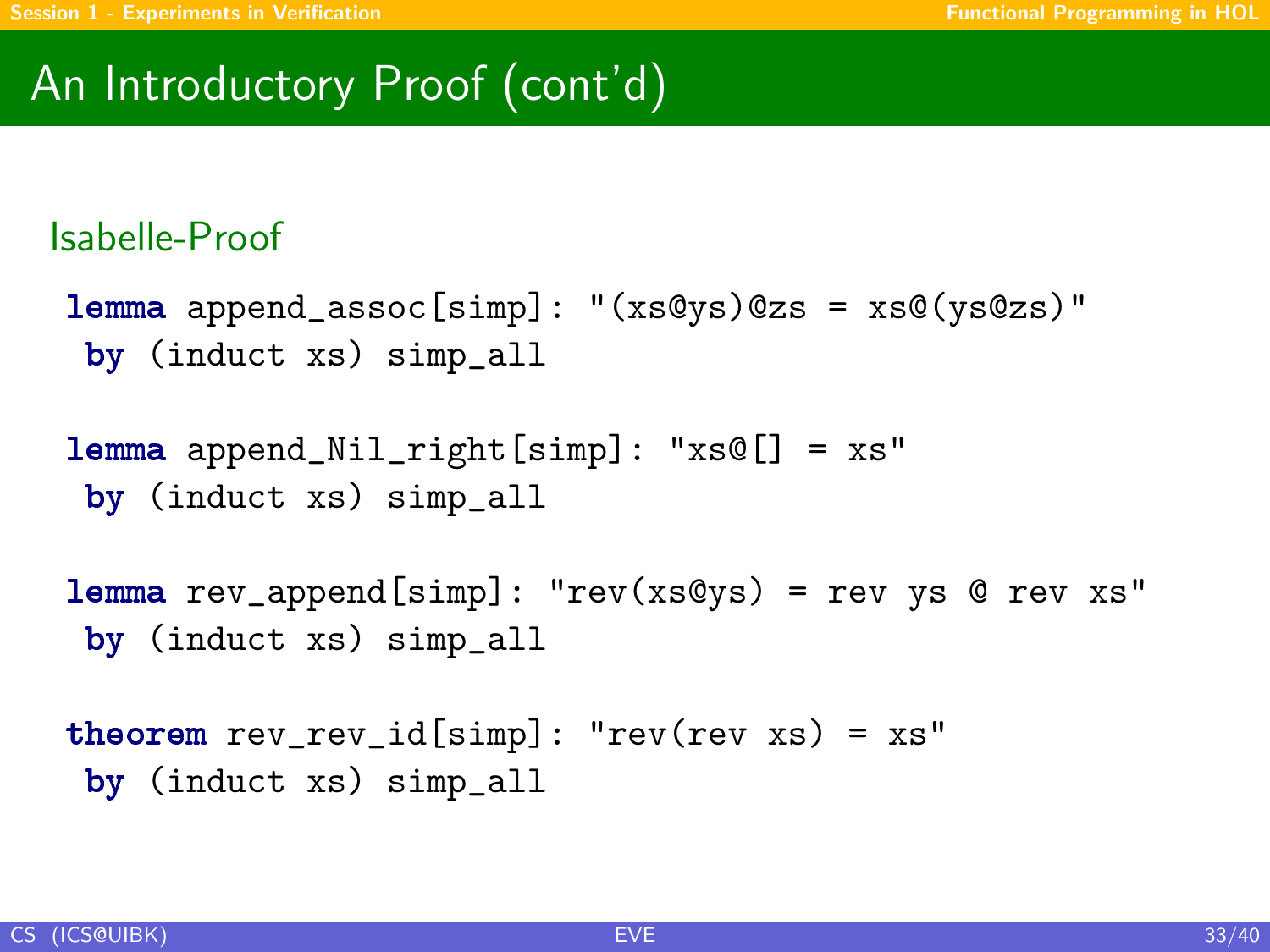# An Introductory Proof (cont'd)

### Isabelle-Proof

```
lemma append_assoc[simp]: "(xs@ys)@zs = xs@(ys@zs)"
 by (induct xs) simp_all

lemma append_Nil_right[simp]: "xs@[] = xs"
 by (induct xs) simp_all

lemma rev_append[simp]: "rev(xs@ys) = rev ys @ rev xs"
 by (induct xs) simp_all

theorem rev_rev_id[simp]: "rev(rev xs) = xs"
 by (induct xs) simp_all
```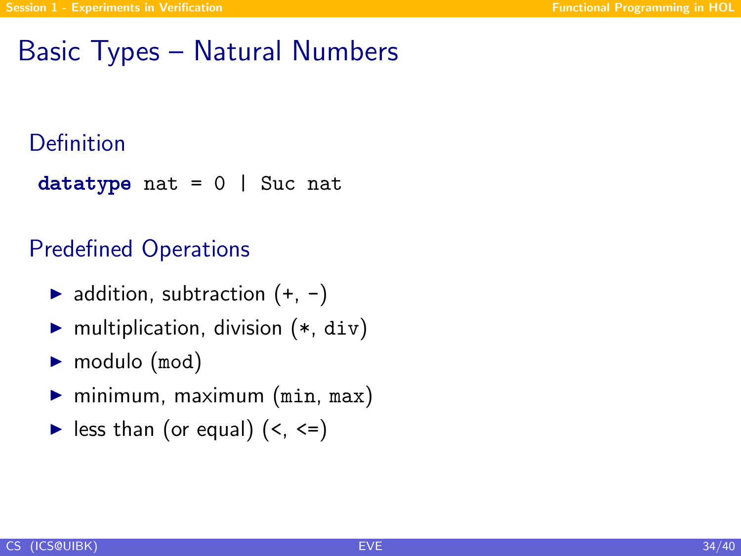# Basic Types – Natural Numbers

## Definition

```
datatype nat = 0 | Suc nat
```

## Predefined Operations

- addition, subtraction (+, -)
- multiplication, division (*, `div`)
- modulo (`mod`)
- minimum, maximum (`min`, `max`)
- less than (or equal) (<, <=)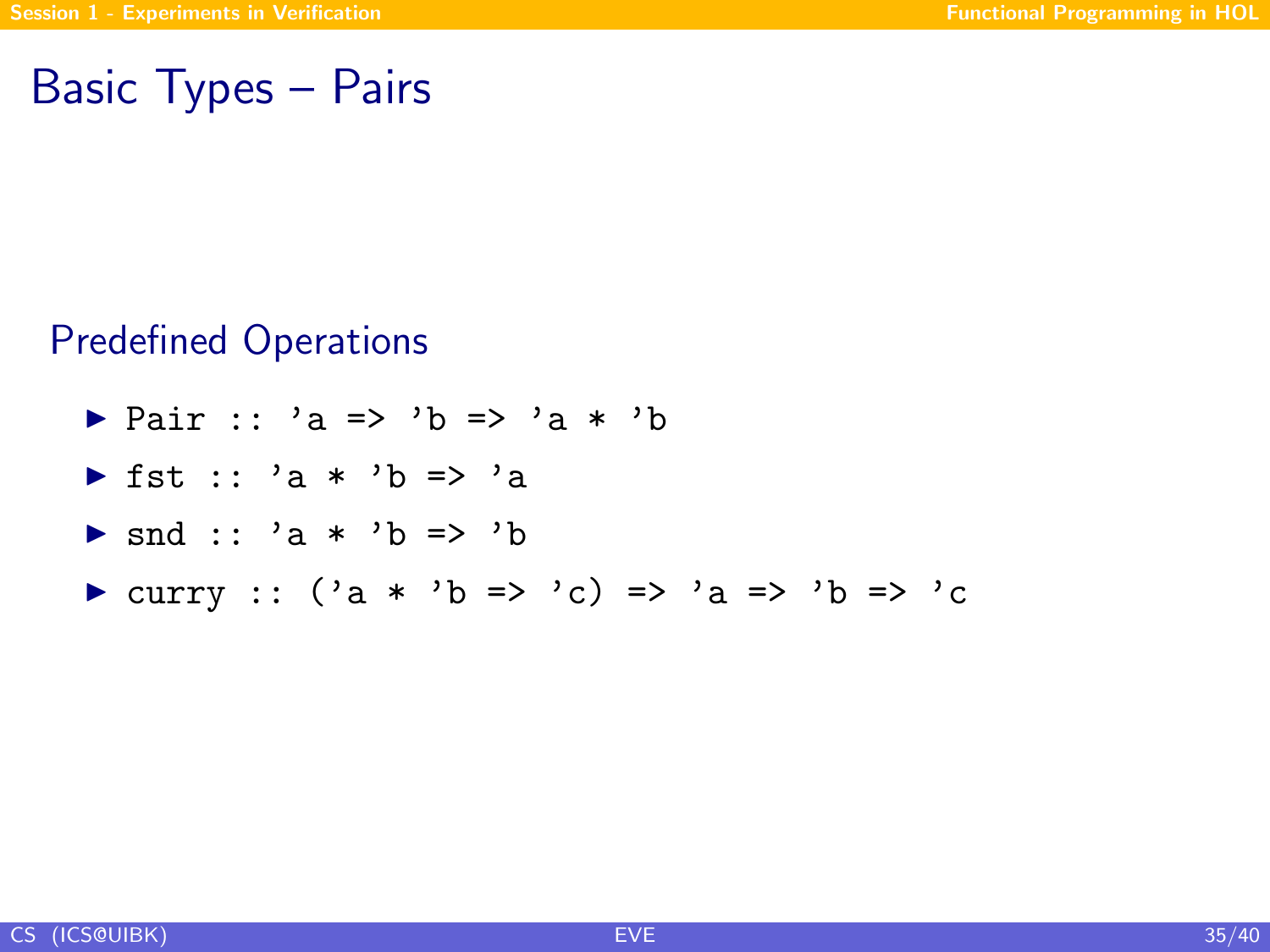# Basic Types – Pairs

## Predefined Operations

- `Pair :: 'a => 'b => 'a * 'b`
- `fst :: 'a * 'b => 'a`
- `snd :: 'a * 'b => 'b`
- `curry :: ('a * 'b => 'c) => 'a => 'b => 'c`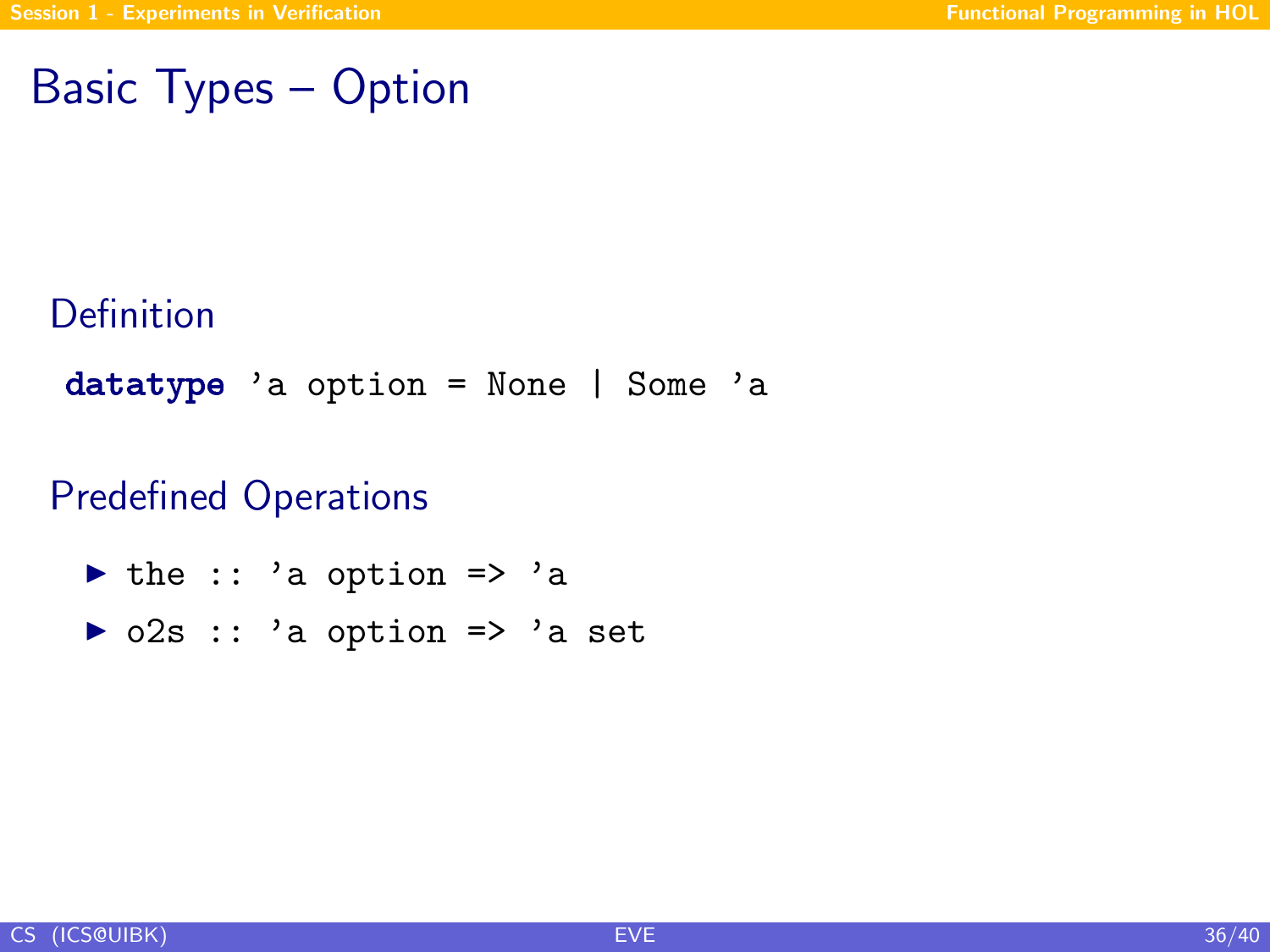# Basic Types – Option

### Definition

```
datatype 'a option = None | Some 'a
```

### Predefined Operations

- `the :: 'a option => 'a`
- `o2s :: 'a option => 'a set`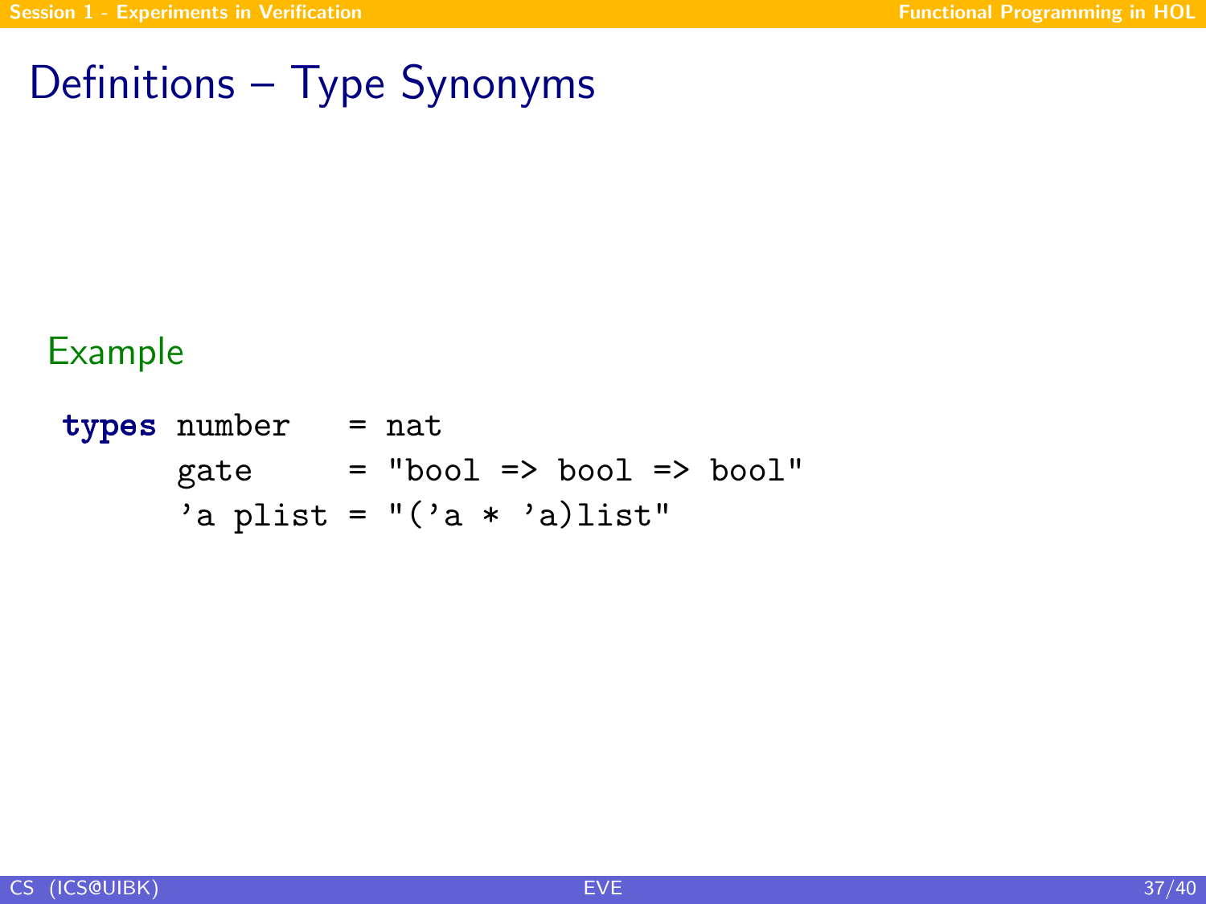# Definitions – Type Synonyms

### Example

```
types number   = nat
      gate     = "bool => bool => bool"
      'a plist = "('a * 'a)list"
```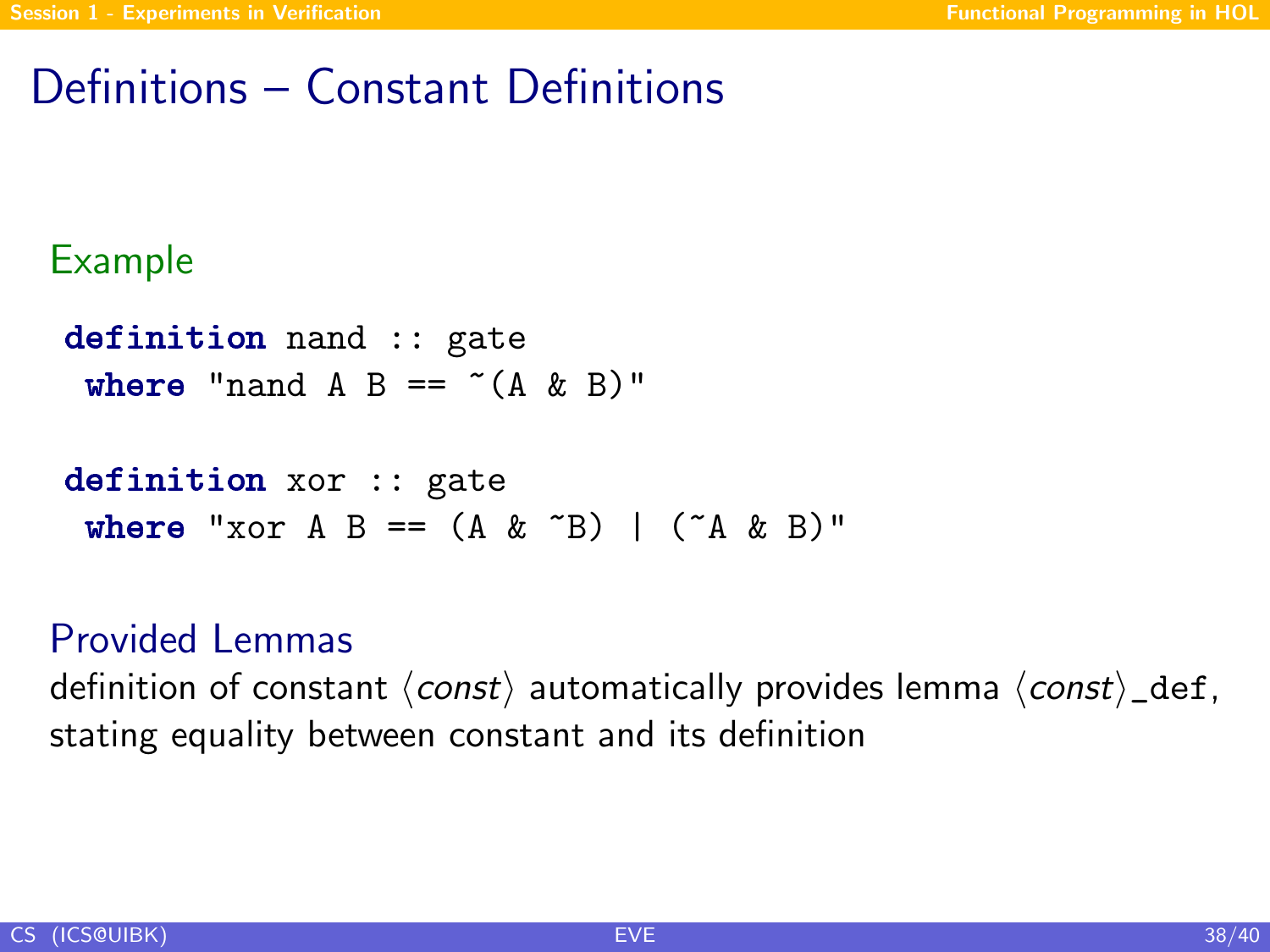# Definitions – Constant Definitions

## Example

```
definition nand :: gate
 where "nand A B == ~(A & B)"

definition xor :: gate
 where "xor A B == (A & ~B) | (~A & B)"
```

## Provided Lemmas

definition of constant ⟨*const*⟩ automatically provides lemma ⟨*const*⟩`_def`, stating equality between constant and its definition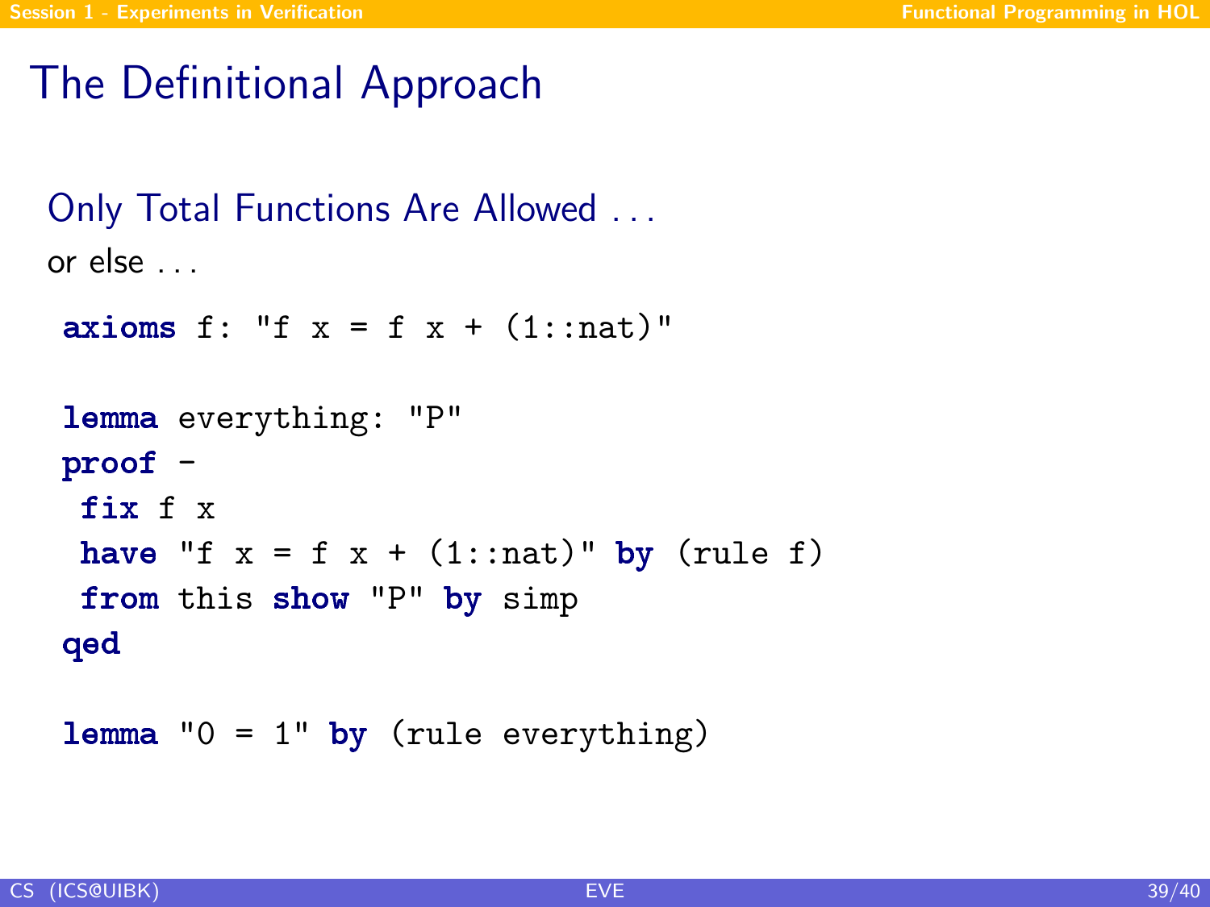# The Definitional Approach

## Only Total Functions Are Allowed ...

or else ...

```
axioms f: "f x = f x + (1::nat)"

lemma everything: "P"
proof -
 fix f x
 have "f x = f x + (1::nat)" by (rule f)
 from this show "P" by simp
qed

lemma "0 = 1" by (rule everything)
```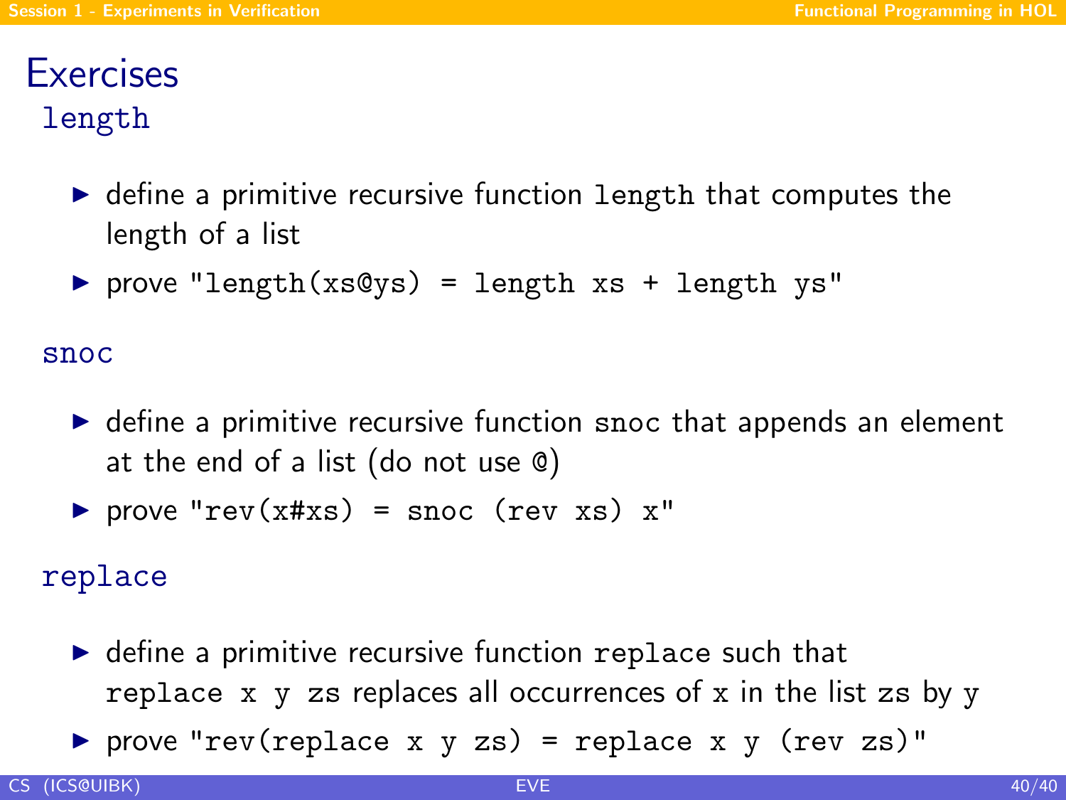# Exercises

## `length`

- define a primitive recursive function `length` that computes the length of a list
- prove `"length(xs@ys) = length xs + length ys"`

## `snoc`

- define a primitive recursive function `snoc` that appends an element at the end of a list (do not use `@`)
- prove `"rev(x#xs) = snoc (rev xs) x"`

## `replace`

- define a primitive recursive function `replace` such that `replace x y zs` replaces all occurrences of `x` in the list `zs` by `y`
- prove `"rev(replace x y zs) = replace x y (rev zs)"`